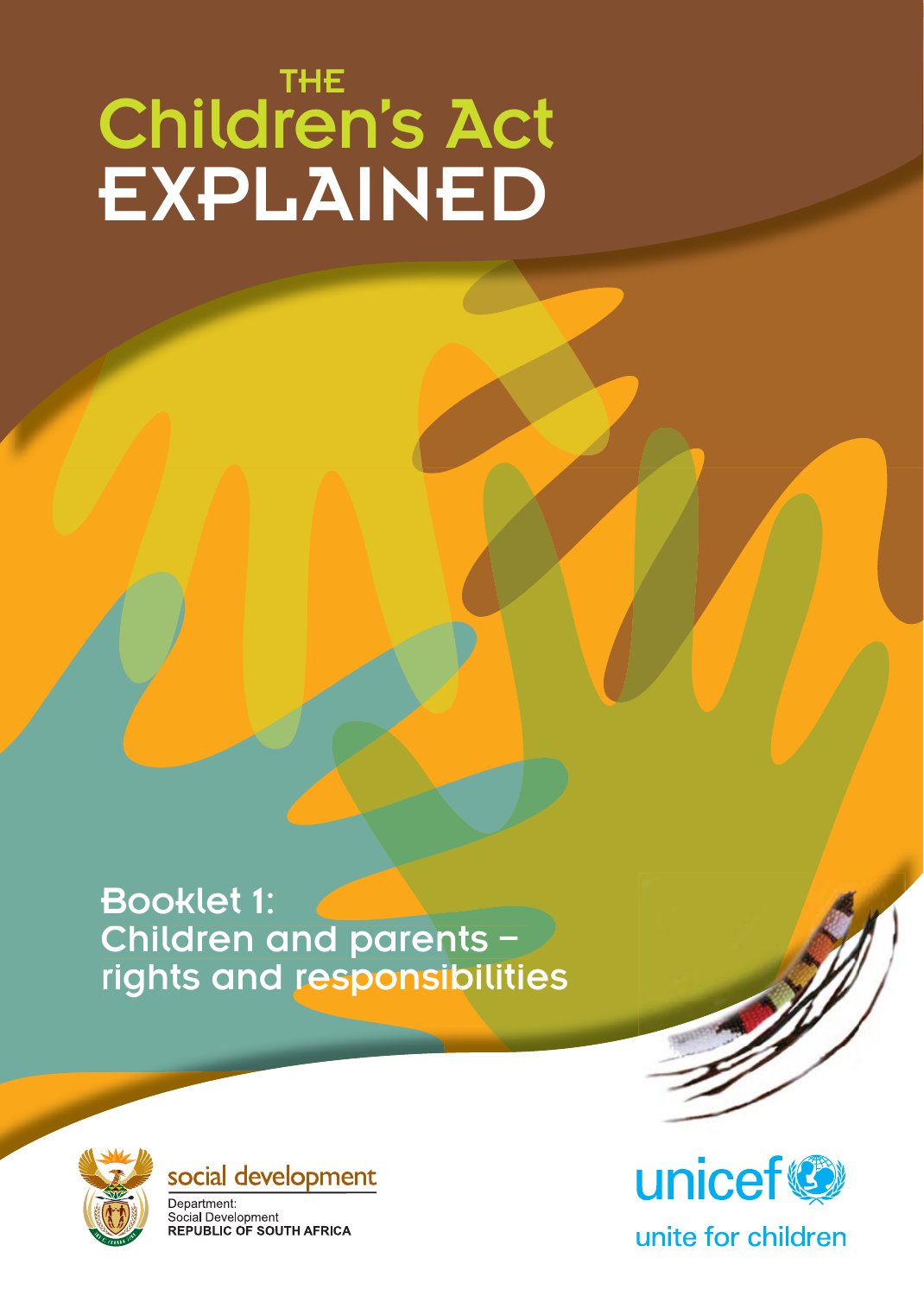# THE Children's Act EXPLAINED

## Booklet 1: Children and parents – rights and responsibilities

social development

Department:
Social Development
REPUBLIC OF SOUTH AFRICA

unicef

unite for children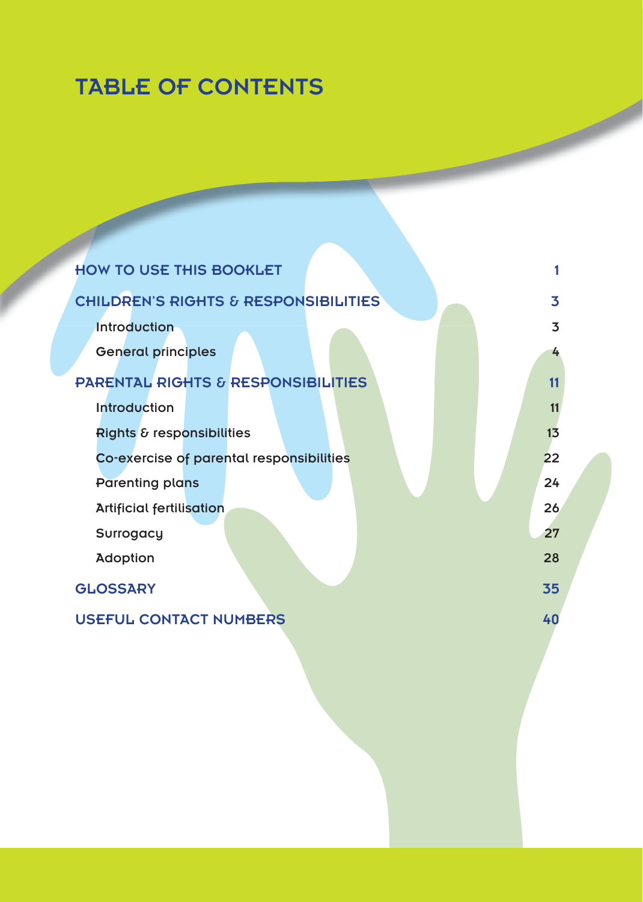# TABLE OF CONTENTS

| | |
|---|---|
| **HOW TO USE THIS BOOKLET** | **1** |
| **CHILDREN'S RIGHTS & RESPONSIBILITIES** | **3** |
| Introduction | 3 |
| General principles | 4 |
| **PARENTAL RIGHTS & RESPONSIBILITIES** | **11** |
| Introduction | 11 |
| Rights & responsibilities | 13 |
| Co-exercise of parental responsibilities | 22 |
| Parenting plans | 24 |
| Artificial fertilisation | 26 |
| Surrogacy | 27 |
| Adoption | 28 |
| **GLOSSARY** | **35** |
| **USEFUL CONTACT NUMBERS** | **40** |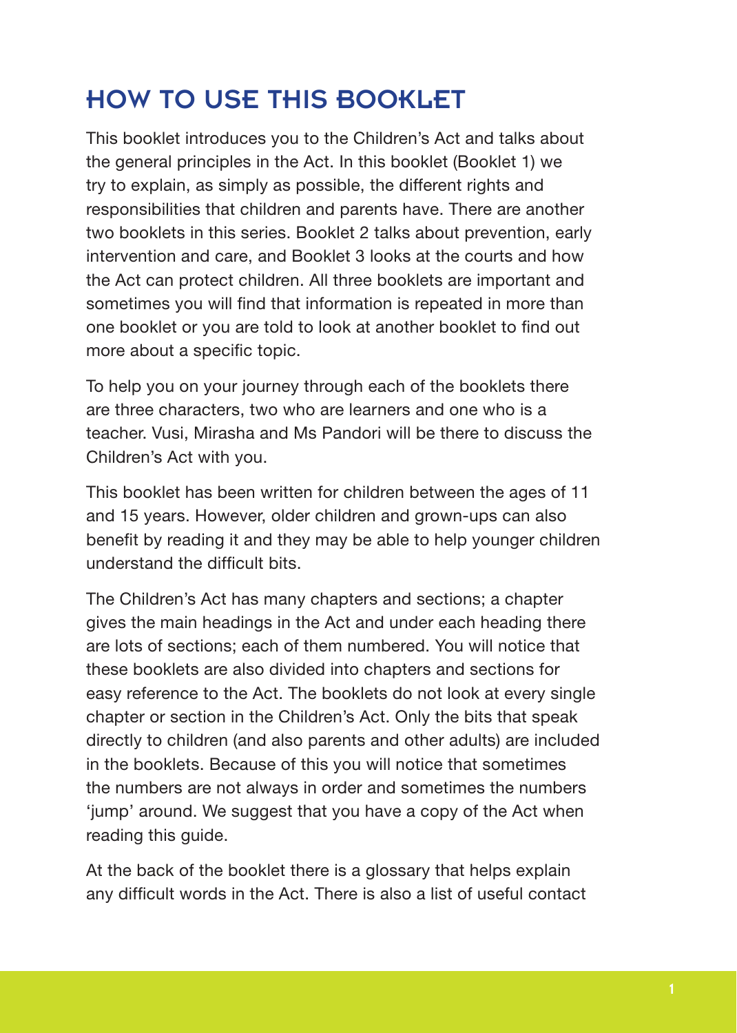# HOW TO USE THIS BOOKLET

This booklet introduces you to the Children's Act and talks about the general principles in the Act. In this booklet (Booklet 1) we try to explain, as simply as possible, the different rights and responsibilities that children and parents have. There are another two booklets in this series. Booklet 2 talks about prevention, early intervention and care, and Booklet 3 looks at the courts and how the Act can protect children. All three booklets are important and sometimes you will find that information is repeated in more than one booklet or you are told to look at another booklet to find out more about a specific topic.

To help you on your journey through each of the booklets there are three characters, two who are learners and one who is a teacher. Vusi, Mirasha and Ms Pandori will be there to discuss the Children's Act with you.

This booklet has been written for children between the ages of 11 and 15 years. However, older children and grown-ups can also benefit by reading it and they may be able to help younger children understand the difficult bits.

The Children's Act has many chapters and sections; a chapter gives the main headings in the Act and under each heading there are lots of sections; each of them numbered. You will notice that these booklets are also divided into chapters and sections for easy reference to the Act. The booklets do not look at every single chapter or section in the Children's Act. Only the bits that speak directly to children (and also parents and other adults) are included in the booklets. Because of this you will notice that sometimes the numbers are not always in order and sometimes the numbers 'jump' around. We suggest that you have a copy of the Act when reading this guide.

At the back of the booklet there is a glossary that helps explain any difficult words in the Act. There is also a list of useful contact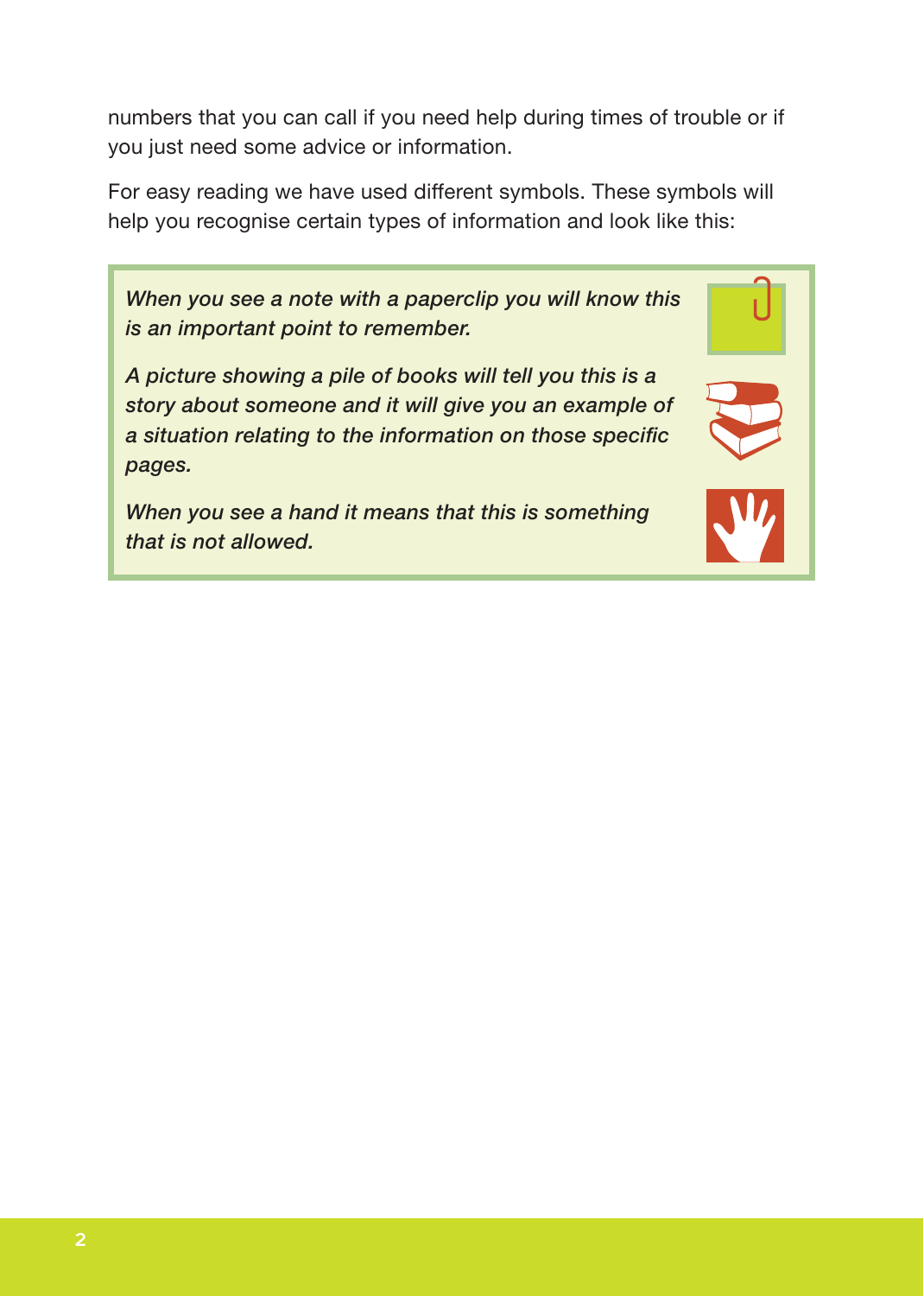numbers that you can call if you need help during times of trouble or if you just need some advice or information.

For easy reading we have used different symbols. These symbols will help you recognise certain types of information and look like this:

*When you see a note with a paperclip you will know this is an important point to remember.*

*A picture showing a pile of books will tell you this is a story about someone and it will give you an example of a situation relating to the information on those specific pages.*

*When you see a hand it means that this is something that is not allowed.*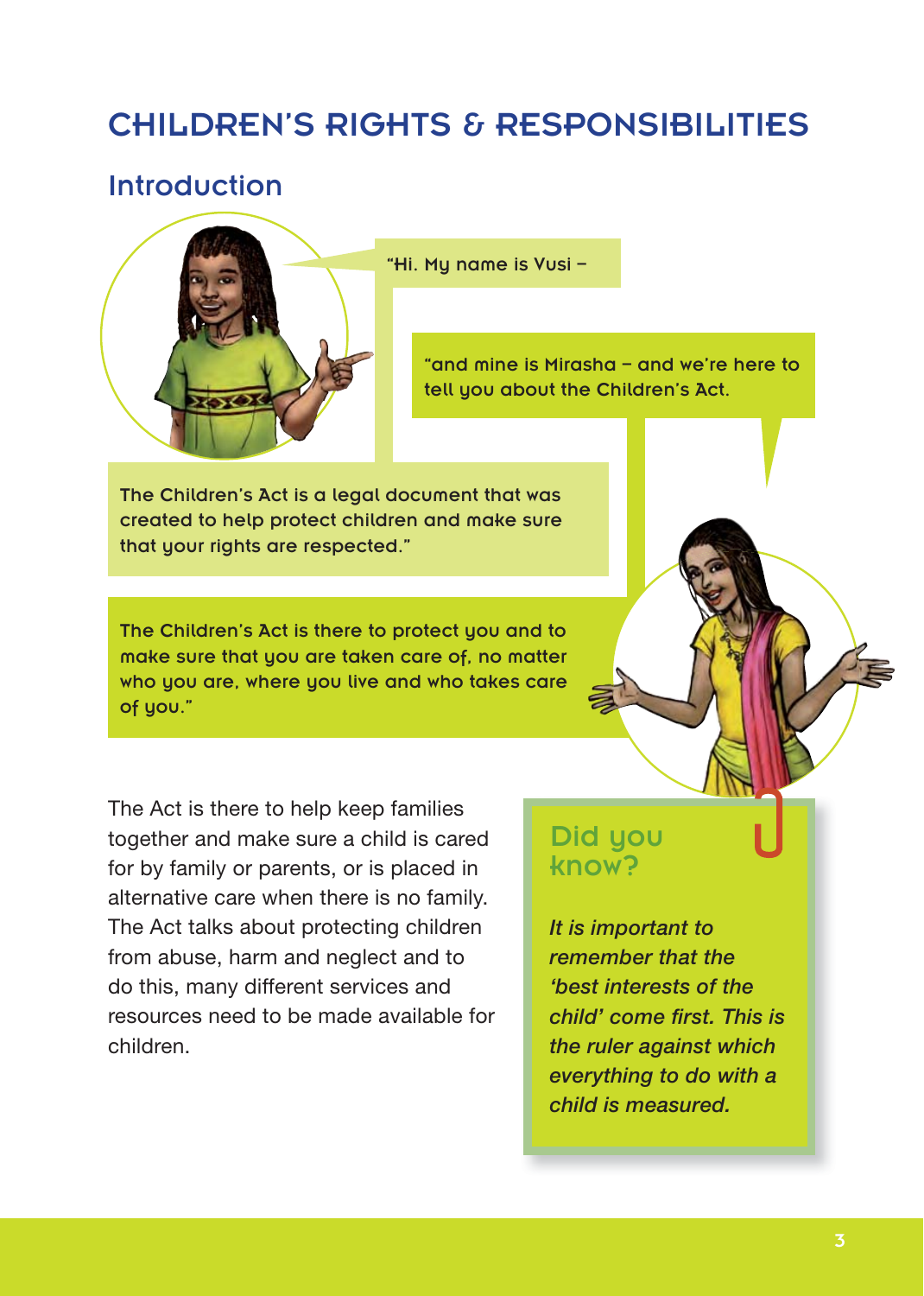# CHILDREN'S RIGHTS & RESPONSIBILITIES

## Introduction

"Hi. My name is Vusi –

"and mine is Mirasha – and we're here to tell you about the Children's Act.

The Children's Act is a legal document that was created to help protect children and make sure that your rights are respected."

The Children's Act is there to protect you and to make sure that you are taken care of, no matter who you are, where you live and who takes care of you."

The Act is there to help keep families together and make sure a child is cared for by family or parents, or is placed in alternative care when there is no family. The Act talks about protecting children from abuse, harm and neglect and to do this, many different services and resources need to be made available for children.

### Did you know?

*It is important to remember that the 'best interests of the child' come first. This is the ruler against which everything to do with a child is measured.*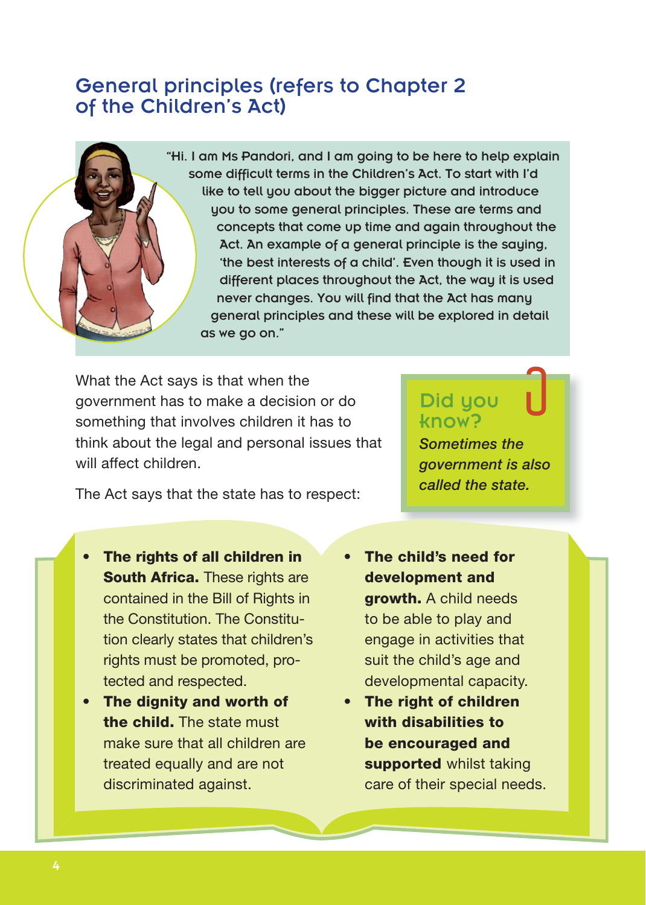## General principles (refers to Chapter 2 of the Children's Act)

"Hi. I am Ms Pandori, and I am going to be here to help explain some difficult terms in the Children's Act. To start with I'd like to tell you about the bigger picture and introduce you to some general principles. These are terms and concepts that come up time and again throughout the Act. An example of a general principle is the saying, 'the best interests of a child'. Even though it is used in different places throughout the Act, the way it is used never changes. You will find that the Act has many general principles and these will be explored in detail as we go on."

What the Act says is that when the government has to make a decision or do something that involves children it has to think about the legal and personal issues that will affect children.

> **Did you know?**
>
> *Sometimes the government is also called the state.*

The Act says that the state has to respect:

- **The rights of all children in South Africa.** These rights are contained in the Bill of Rights in the Constitution. The Constitution clearly states that children's rights must be promoted, protected and respected.
- **The dignity and worth of the child.** The state must make sure that all children are treated equally and are not discriminated against.
- **The child's need for development and growth.** A child needs to be able to play and engage in activities that suit the child's age and developmental capacity.
- **The right of children with disabilities to be encouraged and supported** whilst taking care of their special needs.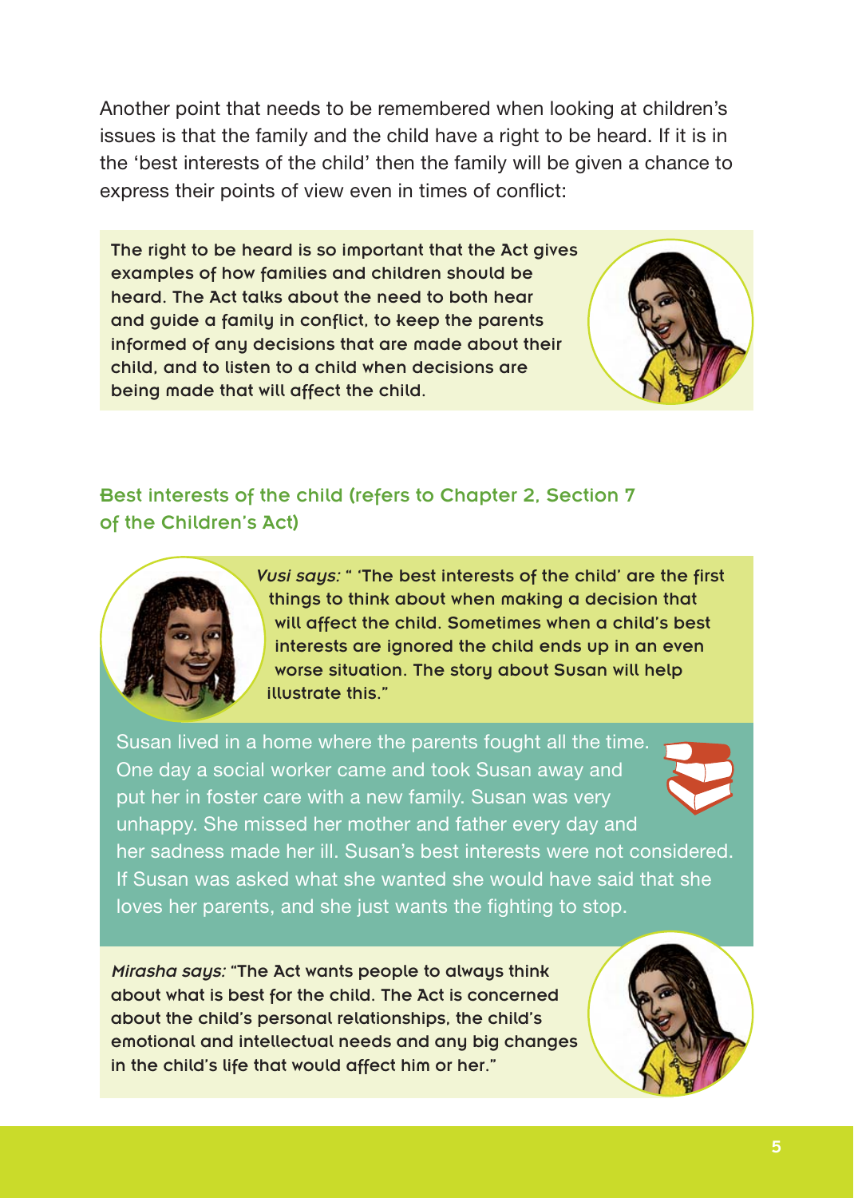Another point that needs to be remembered when looking at children's issues is that the family and the child have a right to be heard. If it is in the 'best interests of the child' then the family will be given a chance to express their points of view even in times of conflict:

The right to be heard is so important that the Act gives examples of how families and children should be heard. The Act talks about the need to both hear and guide a family in conflict, to keep the parents informed of any decisions that are made about their child, and to listen to a child when decisions are being made that will affect the child.

## Best interests of the child (refers to Chapter 2, Section 7 of the Children's Act)

*Vusi says:* " 'The best interests of the child' are the first things to think about when making a decision that will affect the child. Sometimes when a child's best interests are ignored the child ends up in an even worse situation. The story about Susan will help illustrate this."

Susan lived in a home where the parents fought all the time. One day a social worker came and took Susan away and put her in foster care with a new family. Susan was very unhappy. She missed her mother and father every day and her sadness made her ill. Susan's best interests were not considered. If Susan was asked what she wanted she would have said that she loves her parents, and she just wants the fighting to stop.

*Mirasha says:* "The Act wants people to always think about what is best for the child. The Act is concerned about the child's personal relationships, the child's emotional and intellectual needs and any big changes in the child's life that would affect him or her."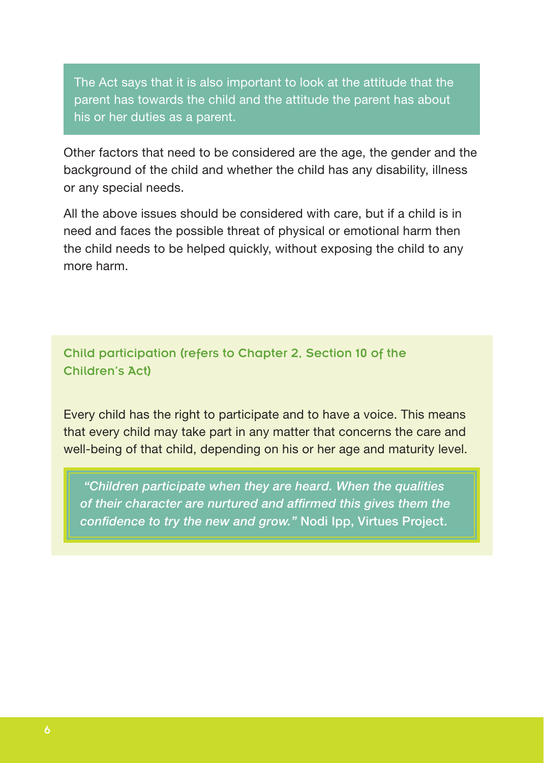The Act says that it is also important to look at the attitude that the parent has towards the child and the attitude the parent has about his or her duties as a parent.

Other factors that need to be considered are the age, the gender and the background of the child and whether the child has any disability, illness or any special needs.

All the above issues should be considered with care, but if a child is in need and faces the possible threat of physical or emotional harm then the child needs to be helped quickly, without exposing the child to any more harm.

## Child participation (refers to Chapter 2, Section 10 of the Children's Act)

Every child has the right to participate and to have a voice. This means that every child may take part in any matter that concerns the care and well-being of that child, depending on his or her age and maturity level.

> *"Children participate when they are heard. When the qualities of their character are nurtured and affirmed this gives them the confidence to try the new and grow."* Nodi Ipp, Virtues Project.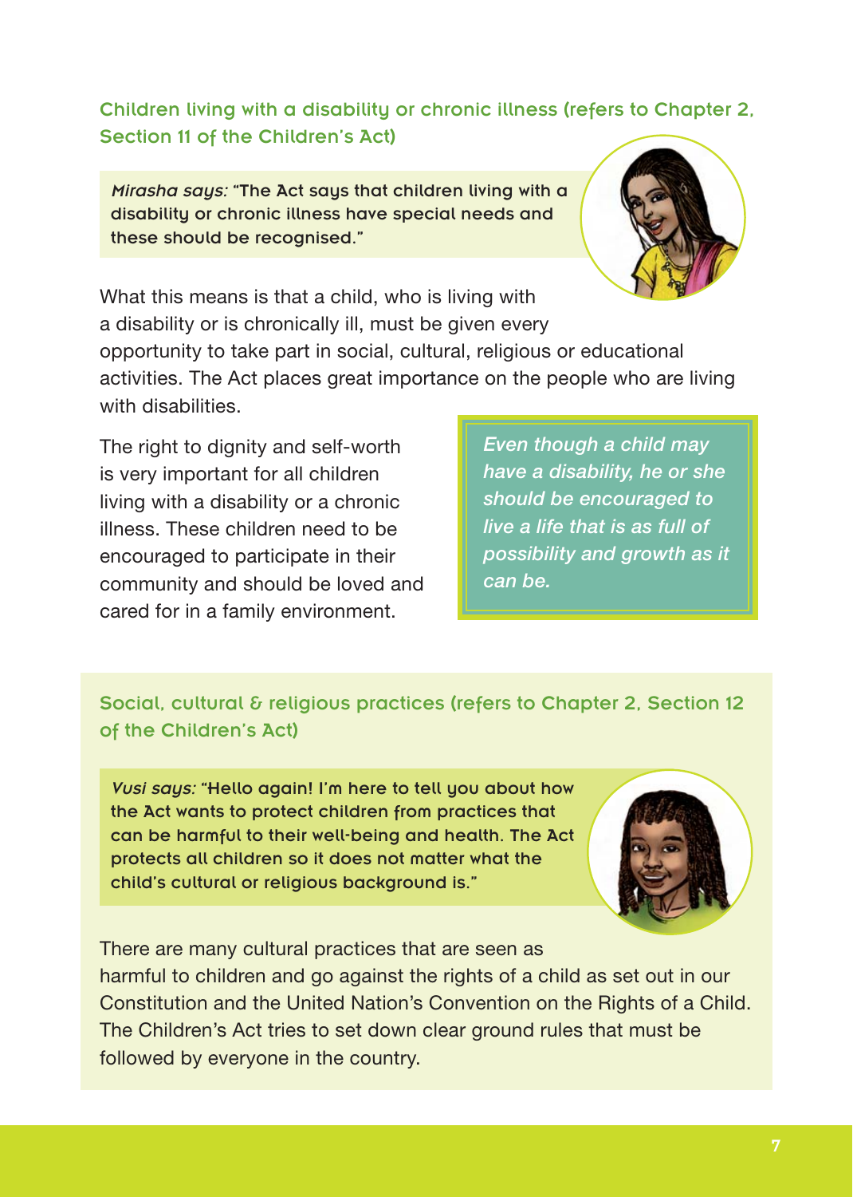## Children living with a disability or chronic illness (refers to Chapter 2, Section 11 of the Children's Act)

*Mirasha says:* "The Act says that children living with a disability or chronic illness have special needs and these should be recognised."

What this means is that a child, who is living with a disability or is chronically ill, must be given every opportunity to take part in social, cultural, religious or educational activities. The Act places great importance on the people who are living with disabilities.

The right to dignity and self-worth is very important for all children living with a disability or a chronic illness. These children need to be encouraged to participate in their community and should be loved and cared for in a family environment.

*Even though a child may have a disability, he or she should be encouraged to live a life that is as full of possibility and growth as it can be.*

## Social, cultural & religious practices (refers to Chapter 2, Section 12 of the Children's Act)

*Vusi says:* "Hello again! I'm here to tell you about how the Act wants to protect children from practices that can be harmful to their well-being and health. The Act protects all children so it does not matter what the child's cultural or religious background is."

There are many cultural practices that are seen as harmful to children and go against the rights of a child as set out in our Constitution and the United Nation's Convention on the Rights of a Child. The Children's Act tries to set down clear ground rules that must be followed by everyone in the country.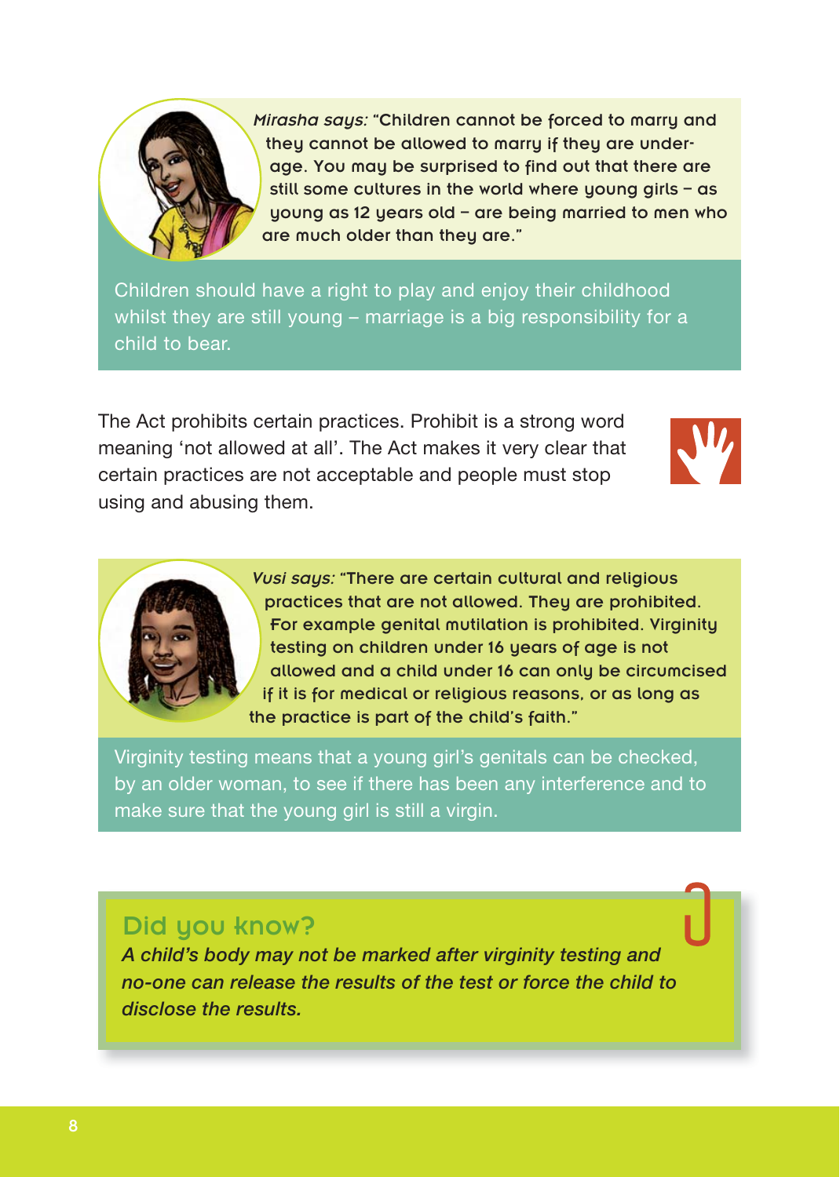*Mirasha says:* "Children cannot be forced to marry and they cannot be allowed to marry if they are under-age. You may be surprised to find out that there are still some cultures in the world where young girls – as young as 12 years old – are being married to men who are much older than they are."

Children should have a right to play and enjoy their childhood whilst they are still young – marriage is a big responsibility for a child to bear.

The Act prohibits certain practices. Prohibit is a strong word meaning 'not allowed at all'. The Act makes it very clear that certain practices are not acceptable and people must stop using and abusing them.

*Vusi says:* "There are certain cultural and religious practices that are not allowed. They are prohibited. For example genital mutilation is prohibited. Virginity testing on children under 16 years of age is not allowed and a child under 16 can only be circumcised if it is for medical or religious reasons, or as long as the practice is part of the child's faith."

Virginity testing means that a young girl's genitals can be checked, by an older woman, to see if there has been any interference and to make sure that the young girl is still a virgin.

## Did you know?

*A child's body may not be marked after virginity testing and no-one can release the results of the test or force the child to disclose the results.*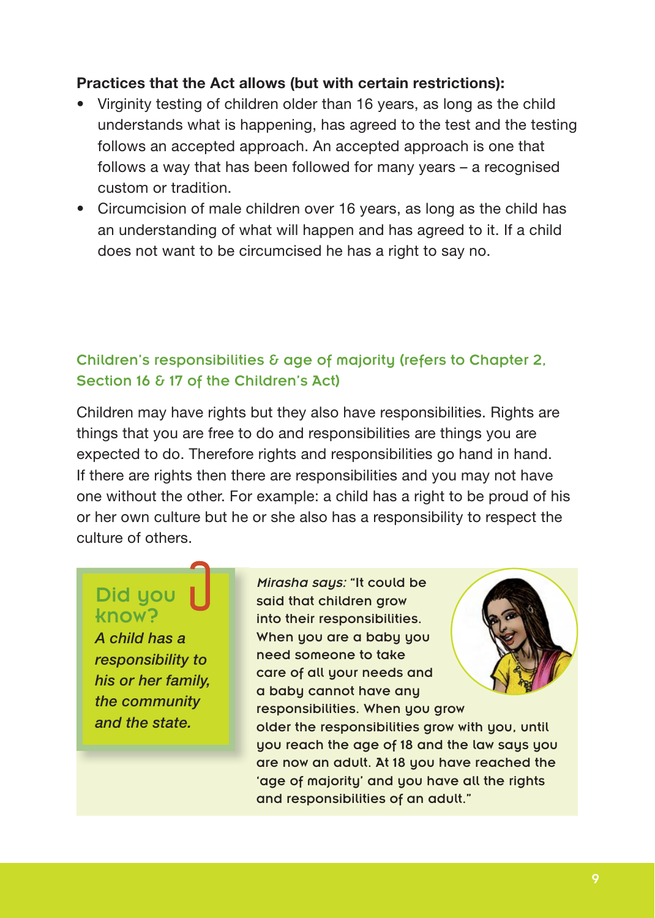**Practices that the Act allows (but with certain restrictions):**

- Virginity testing of children older than 16 years, as long as the child understands what is happening, has agreed to the test and the testing follows an accepted approach. An accepted approach is one that follows a way that has been followed for many years – a recognised custom or tradition.
- Circumcision of male children over 16 years, as long as the child has an understanding of what will happen and has agreed to it. If a child does not want to be circumcised he has a right to say no.

## Children's responsibilities & age of majority (refers to Chapter 2, Section 16 & 17 of the Children's Act)

Children may have rights but they also have responsibilities. Rights are things that you are free to do and responsibilities are things you are expected to do. Therefore rights and responsibilities go hand in hand. If there are rights then there are responsibilities and you may not have one without the other. For example: a child has a right to be proud of his or her own culture but he or she also has a responsibility to respect the culture of others.

### Did you know?

*A child has a responsibility to his or her family, the community and the state.*

*Mirasha says:* "It could be said that children grow into their responsibilities. When you are a baby you need someone to take care of all your needs and a baby cannot have any responsibilities. When you grow older the responsibilities grow with you, until you reach the age of 18 and the law says you are now an adult. At 18 you have reached the 'age of majority' and you have all the rights and responsibilities of an adult."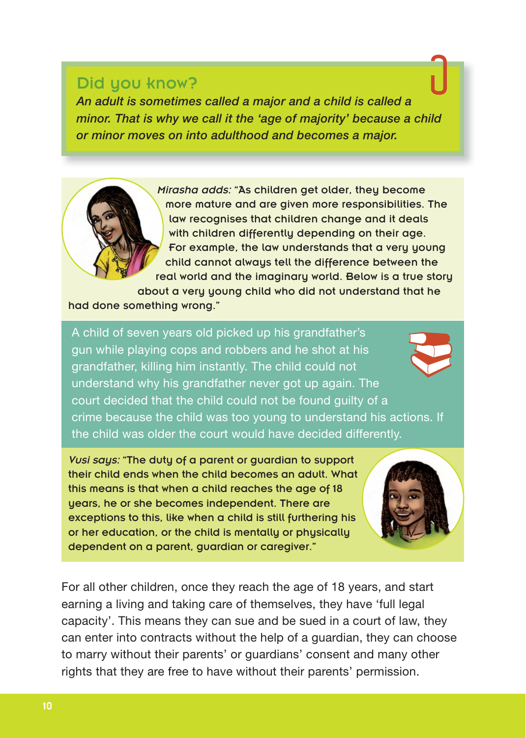## Did you know?

*An adult is sometimes called a major and a child is called a minor. That is why we call it the 'age of majority' because a child or minor moves on into adulthood and becomes a major.*

*Mirasha adds:* "As children get older, they become more mature and are given more responsibilities. The law recognises that children change and it deals with children differently depending on their age. For example, the law understands that a very young child cannot always tell the difference between the real world and the imaginary world. Below is a true story about a very young child who did not understand that he had done something wrong."

A child of seven years old picked up his grandfather's gun while playing cops and robbers and he shot at his grandfather, killing him instantly. The child could not understand why his grandfather never got up again. The court decided that the child could not be found guilty of a crime because the child was too young to understand his actions. If the child was older the court would have decided differently.

*Vusi says:* "The duty of a parent or guardian to support their child ends when the child becomes an adult. What this means is that when a child reaches the age of 18 years, he or she becomes independent. There are exceptions to this, like when a child is still furthering his or her education, or the child is mentally or physically dependent on a parent, guardian or caregiver."

For all other children, once they reach the age of 18 years, and start earning a living and taking care of themselves, they have 'full legal capacity'. This means they can sue and be sued in a court of law, they can enter into contracts without the help of a guardian, they can choose to marry without their parents' or guardians' consent and many other rights that they are free to have without their parents' permission.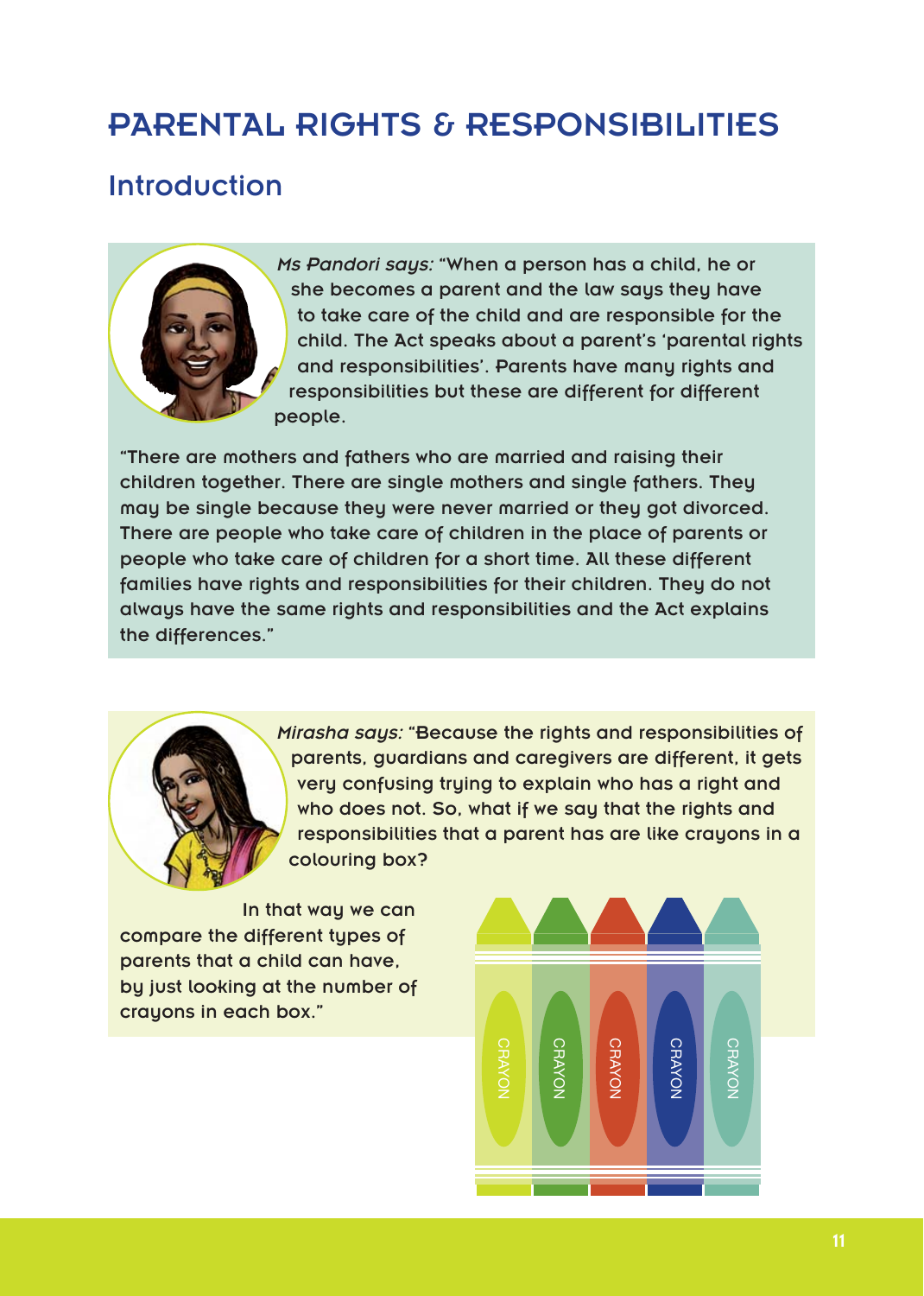# PARENTAL RIGHTS & RESPONSIBILITIES

## Introduction

*Ms Pandori says:* "When a person has a child, he or she becomes a parent and the law says they have to take care of the child and are responsible for the child. The Act speaks about a parent's 'parental rights and responsibilities'. Parents have many rights and responsibilities but these are different for different people.

"There are mothers and fathers who are married and raising their children together. There are single mothers and single fathers. They may be single because they were never married or they got divorced. There are people who take care of children in the place of parents or people who take care of children for a short time. All these different families have rights and responsibilities for their children. They do not always have the same rights and responsibilities and the Act explains the differences."

*Mirasha says:* "Because the rights and responsibilities of parents, guardians and caregivers are different, it gets very confusing trying to explain who has a right and who does not. So, what if we say that the rights and responsibilities that a parent has are like crayons in a colouring box?

In that way we can compare the different types of parents that a child can have, by just looking at the number of crayons in each box."

CRAYON CRAYON CRAYON CRAYON CRAYON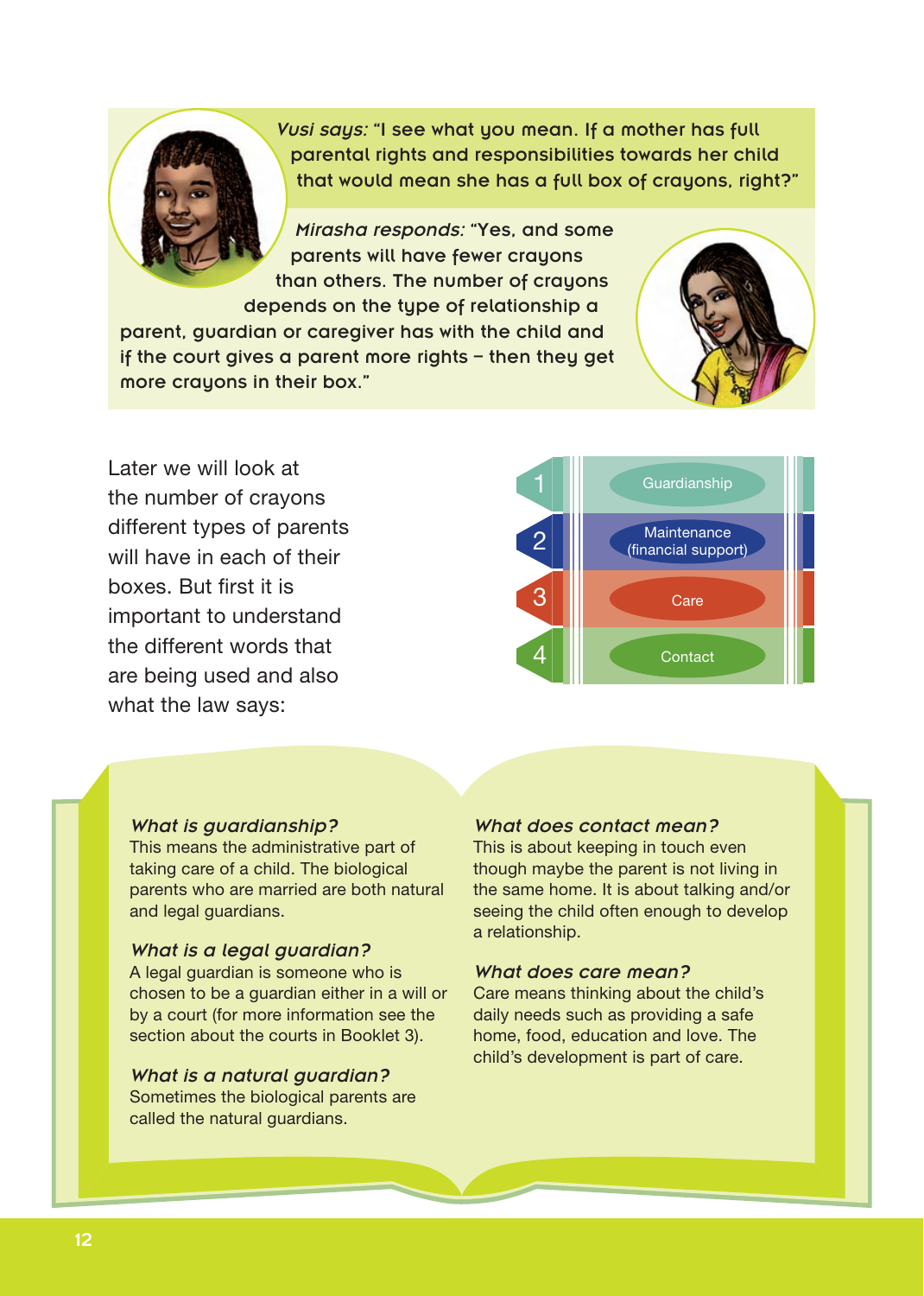*Vusi says:* "I see what you mean. If a mother has full parental rights and responsibilities towards her child that would mean she has a full box of crayons, right?"

*Mirasha responds:* "Yes, and some parents will have fewer crayons than others. The number of crayons depends on the type of relationship a parent, guardian or caregiver has with the child and if the court gives a parent more rights – then they get more crayons in their box."

Later we will look at the number of crayons different types of parents will have in each of their boxes. But first it is important to understand the different words that are being used and also what the law says:

1. Guardianship
2. Maintenance (financial support)
3. Care
4. Contact

### *What is guardianship?*

This means the administrative part of taking care of a child. The biological parents who are married are both natural and legal guardians.

### *What is a legal guardian?*

A legal guardian is someone who is chosen to be a guardian either in a will or by a court (for more information see the section about the courts in Booklet 3).

### *What is a natural guardian?*

Sometimes the biological parents are called the natural guardians.

### *What does contact mean?*

This is about keeping in touch even though maybe the parent is not living in the same home. It is about talking and/or seeing the child often enough to develop a relationship.

### *What does care mean?*

Care means thinking about the child's daily needs such as providing a safe home, food, education and love. The child's development is part of care.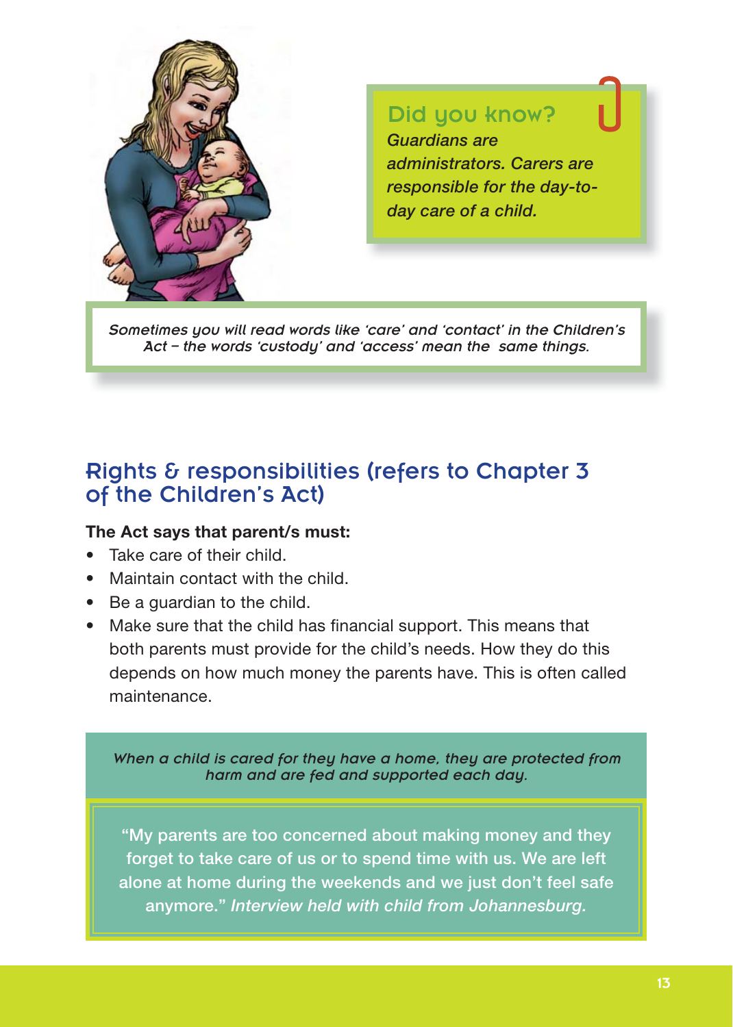**Did you know?**

*Guardians are administrators. Carers are responsible for the day-to-day care of a child.*

*Sometimes you will read words like 'care' and 'contact' in the Children's Act – the words 'custody' and 'access' mean the same things.*

## Rights & responsibilities (refers to Chapter 3 of the Children's Act)

**The Act says that parent/s must:**

- Take care of their child.
- Maintain contact with the child.
- Be a guardian to the child.
- Make sure that the child has financial support. This means that both parents must provide for the child's needs. How they do this depends on how much money the parents have. This is often called maintenance.

*When a child is cared for they have a home, they are protected from harm and are fed and supported each day.*

"My parents are too concerned about making money and they forget to take care of us or to spend time with us. We are left alone at home during the weekends and we just don't feel safe anymore." *Interview held with child from Johannesburg.*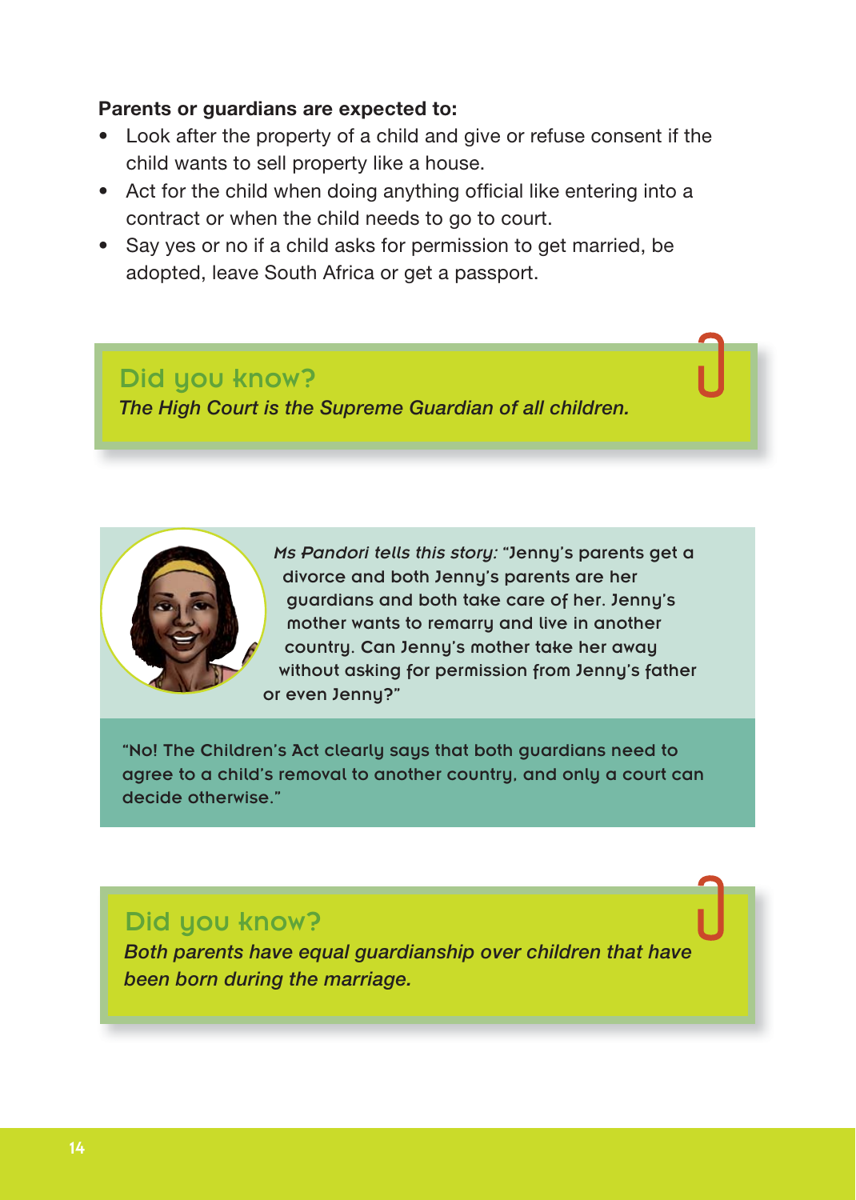**Parents or guardians are expected to:**

- Look after the property of a child and give or refuse consent if the child wants to sell property like a house.
- Act for the child when doing anything official like entering into a contract or when the child needs to go to court.
- Say yes or no if a child asks for permission to get married, be adopted, leave South Africa or get a passport.

## Did you know?

*The High Court is the Supreme Guardian of all children.*

*Ms Pandori tells this story:* "Jenny's parents get a divorce and both Jenny's parents are her guardians and both take care of her. Jenny's mother wants to remarry and live in another country. Can Jenny's mother take her away without asking for permission from Jenny's father or even Jenny?"

"No! The Children's Act clearly says that both guardians need to agree to a child's removal to another country, and only a court can decide otherwise."

## Did you know?

*Both parents have equal guardianship over children that have been born during the marriage.*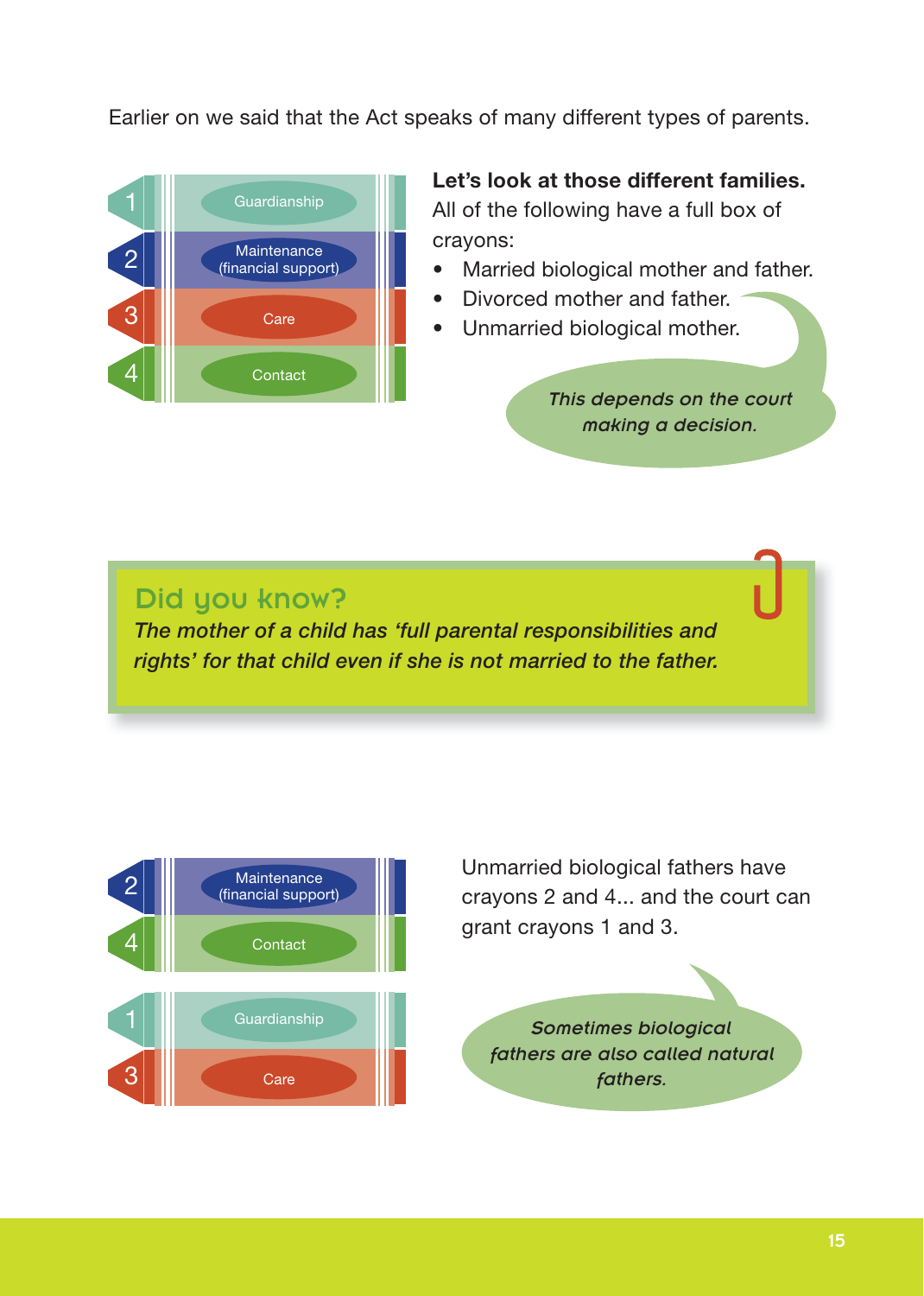Earlier on we said that the Act speaks of many different types of parents.

1. Guardianship
2. Maintenance (financial support)
3. Care
4. Contact

**Let's look at those different families.**

All of the following have a full box of crayons:

- Married biological mother and father.
- Divorced mother and father.
- Unmarried biological mother.

*This depends on the court making a decision.*

## Did you know?

***The mother of a child has 'full parental responsibilities and rights' for that child even if she is not married to the father.***

2. Maintenance (financial support)
4. Contact

1. Guardianship
3. Care

Unmarried biological fathers have crayons 2 and 4... and the court can grant crayons 1 and 3.

*Sometimes biological fathers are also called natural fathers.*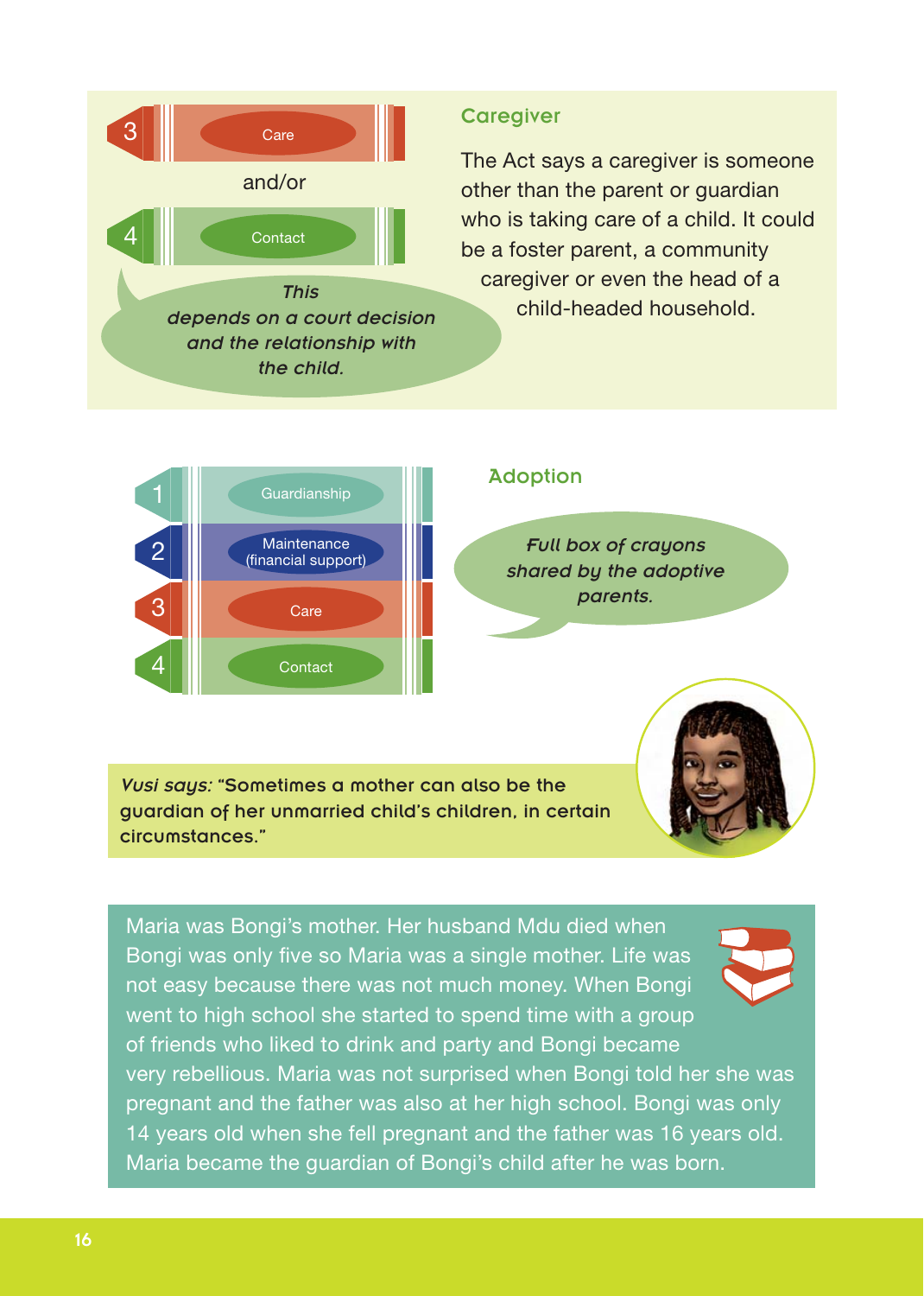3 Care

and/or

4 Contact

*This depends on a court decision and the relationship with the child.*

## Caregiver

The Act says a caregiver is someone other than the parent or guardian who is taking care of a child. It could be a foster parent, a community caregiver or even the head of a child-headed household.

1 Guardianship

2 Maintenance (financial support)

3 Care

4 Contact

## Adoption

*Full box of crayons shared by the adoptive parents.*

*Vusi says:* **"Sometimes a mother can also be the guardian of her unmarried child's children, in certain circumstances."**

Maria was Bongi's mother. Her husband Mdu died when Bongi was only five so Maria was a single mother. Life was not easy because there was not much money. When Bongi went to high school she started to spend time with a group of friends who liked to drink and party and Bongi became very rebellious. Maria was not surprised when Bongi told her she was pregnant and the father was also at her high school. Bongi was only 14 years old when she fell pregnant and the father was 16 years old. Maria became the guardian of Bongi's child after he was born.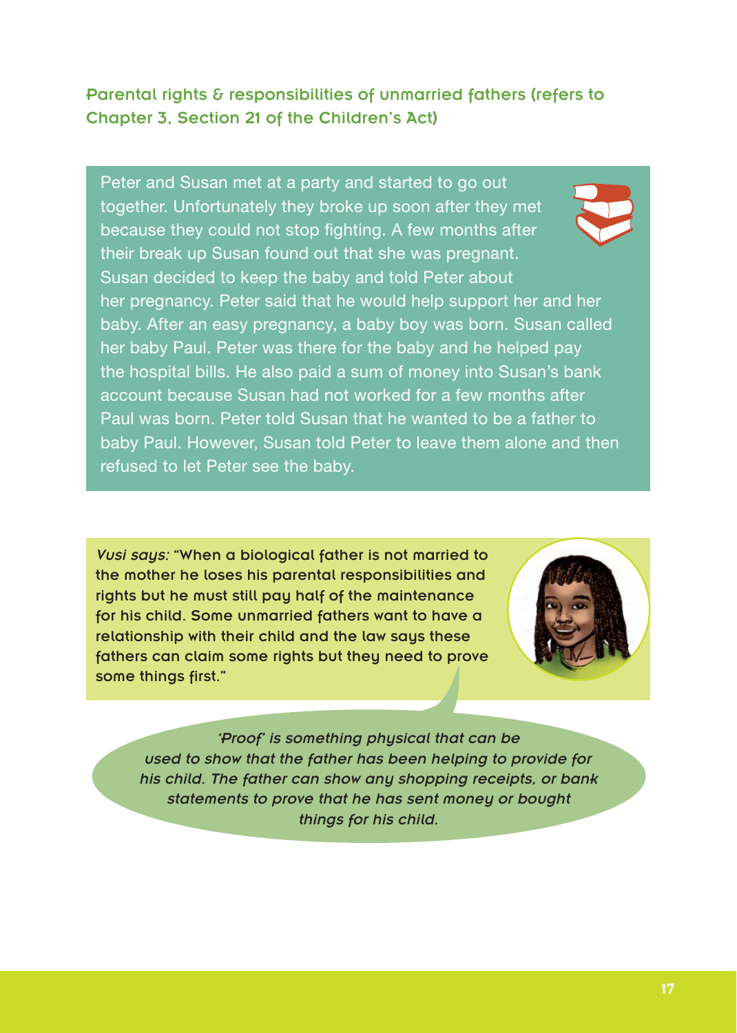## Parental rights & responsibilities of unmarried fathers (refers to Chapter 3, Section 21 of the Children's Act)

Peter and Susan met at a party and started to go out together. Unfortunately they broke up soon after they met because they could not stop fighting. A few months after their break up Susan found out that she was pregnant. Susan decided to keep the baby and told Peter about her pregnancy. Peter said that he would help support her and her baby. After an easy pregnancy, a baby boy was born. Susan called her baby Paul. Peter was there for the baby and he helped pay the hospital bills. He also paid a sum of money into Susan's bank account because Susan had not worked for a few months after Paul was born. Peter told Susan that he wanted to be a father to baby Paul. However, Susan told Peter to leave them alone and then refused to let Peter see the baby.

*Vusi says:* "When a biological father is not married to the mother he loses his parental responsibilities and rights but he must still pay half of the maintenance for his child. Some unmarried fathers want to have a relationship with their child and the law says these fathers can claim some rights but they need to prove some things first."

*'Proof' is something physical that can be used to show that the father has been helping to provide for his child. The father can show any shopping receipts, or bank statements to prove that he has sent money or bought things for his child.*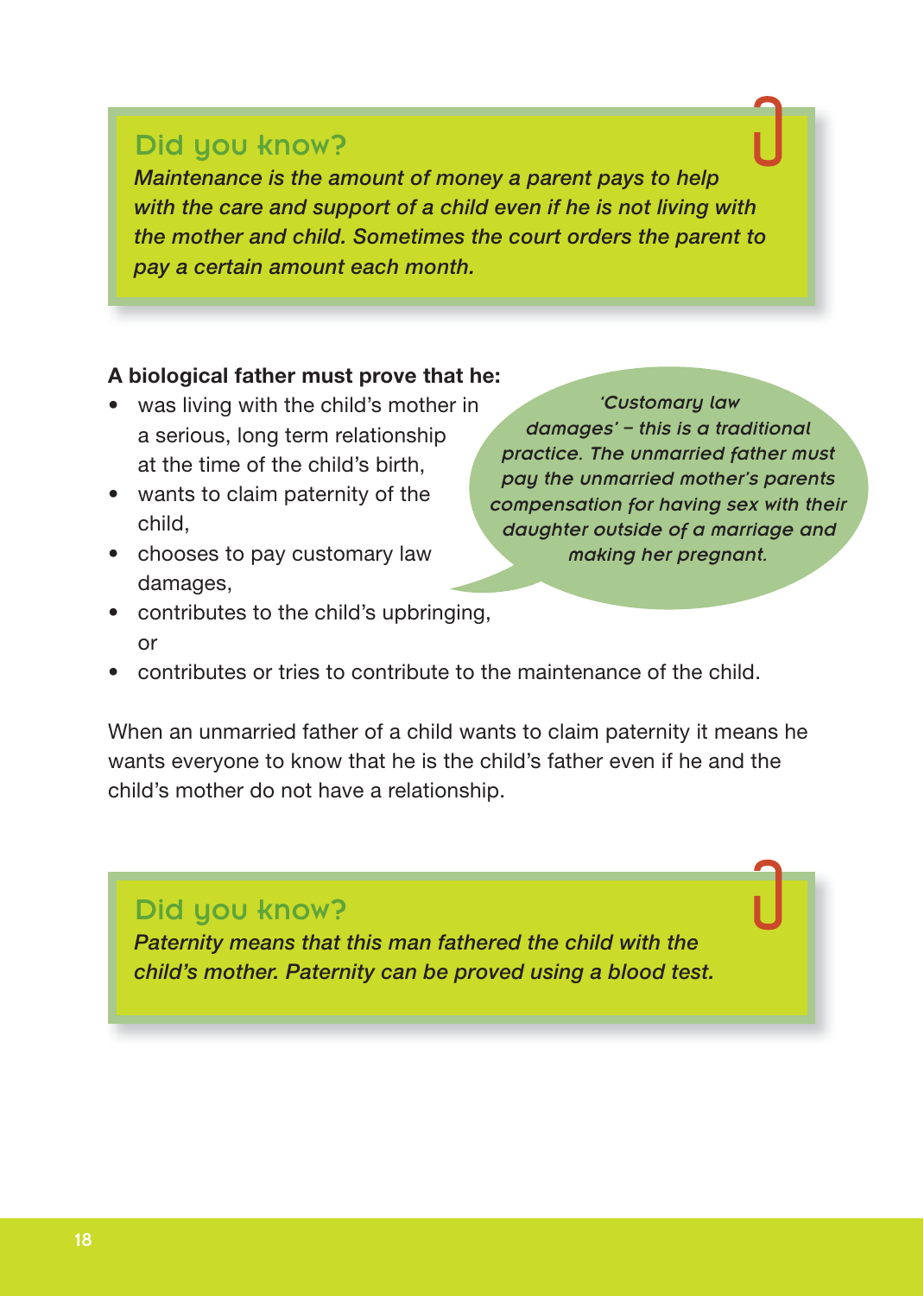### Did you know?

*Maintenance is the amount of money a parent pays to help with the care and support of a child even if he is not living with the mother and child. Sometimes the court orders the parent to pay a certain amount each month.*

**A biological father must prove that he:**

- was living with the child's mother in a serious, long term relationship at the time of the child's birth,
- wants to claim paternity of the child,
- chooses to pay customary law damages,
- contributes to the child's upbringing, or
- contributes or tries to contribute to the maintenance of the child.

*'Customary law damages' – this is a traditional practice. The unmarried father must pay the unmarried mother's parents compensation for having sex with their daughter outside of a marriage and making her pregnant.*

When an unmarried father of a child wants to claim paternity it means he wants everyone to know that he is the child's father even if he and the child's mother do not have a relationship.

### Did you know?

*Paternity means that this man fathered the child with the child's mother. Paternity can be proved using a blood test.*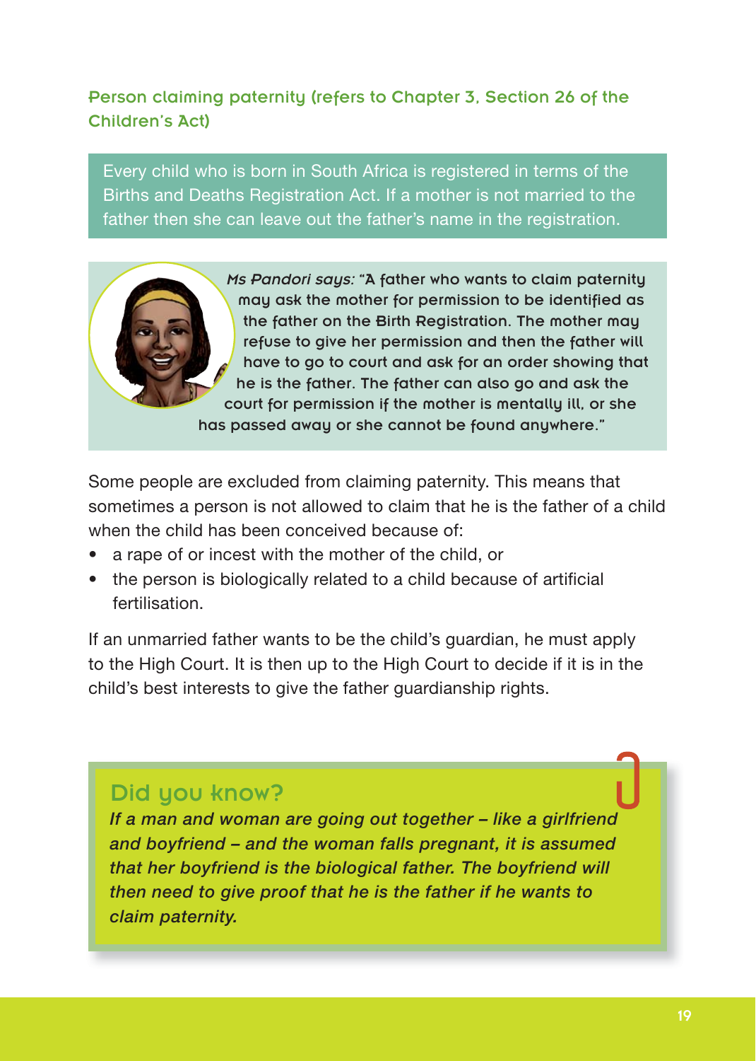### Person claiming paternity (refers to Chapter 3, Section 26 of the Children's Act)

Every child who is born in South Africa is registered in terms of the Births and Deaths Registration Act. If a mother is not married to the father then she can leave out the father's name in the registration.

*Ms Pandori says:* "A father who wants to claim paternity may ask the mother for permission to be identified as the father on the Birth Registration. The mother may refuse to give her permission and then the father will have to go to court and ask for an order showing that he is the father. The father can also go and ask the court for permission if the mother is mentally ill, or she has passed away or she cannot be found anywhere."

Some people are excluded from claiming paternity. This means that sometimes a person is not allowed to claim that he is the father of a child when the child has been conceived because of:

- a rape of or incest with the mother of the child, or
- the person is biologically related to a child because of artificial fertilisation.

If an unmarried father wants to be the child's guardian, he must apply to the High Court. It is then up to the High Court to decide if it is in the child's best interests to give the father guardianship rights.

## Did you know?

*If a man and woman are going out together – like a girlfriend and boyfriend – and the woman falls pregnant, it is assumed that her boyfriend is the biological father. The boyfriend will then need to give proof that he is the father if he wants to claim paternity.*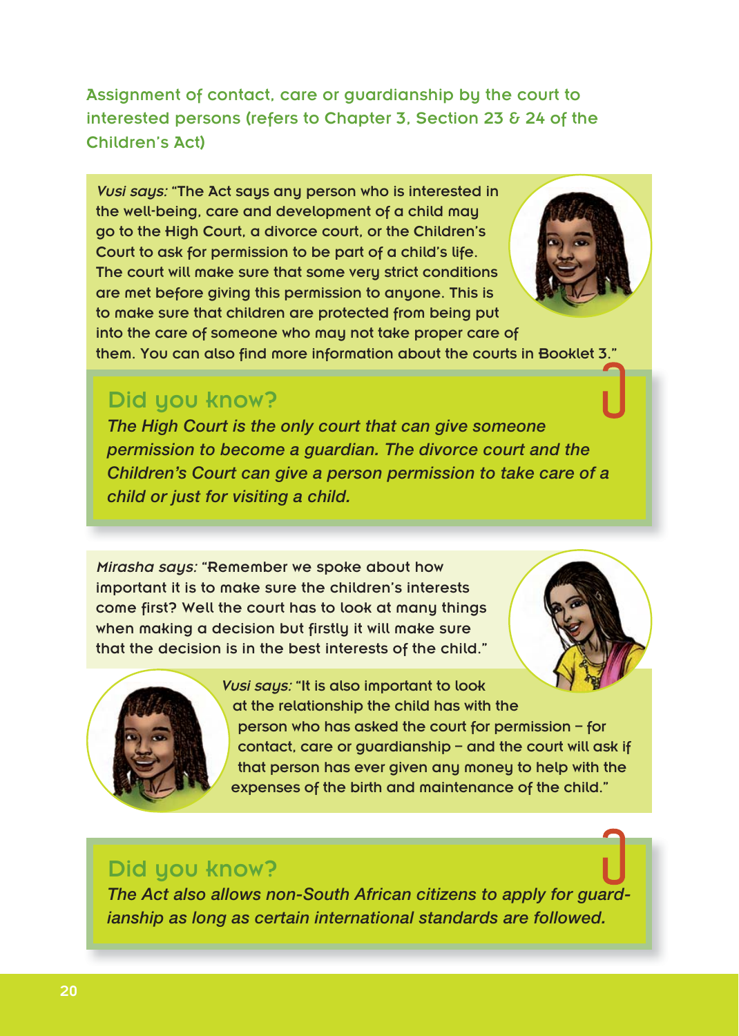## Assignment of contact, care or guardianship by the court to interested persons (refers to Chapter 3, Section 23 & 24 of the Children's Act)

*Vusi says:* "The Act says any person who is interested in the well-being, care and development of a child may go to the High Court, a divorce court, or the Children's Court to ask for permission to be part of a child's life. The court will make sure that some very strict conditions are met before giving this permission to anyone. This is to make sure that children are protected from being put into the care of someone who may not take proper care of them. You can also find more information about the courts in Booklet 3."

### Did you know?

*The High Court is the only court that can give someone permission to become a guardian. The divorce court and the Children's Court can give a person permission to take care of a child or just for visiting a child.*

*Mirasha says:* "Remember we spoke about how important it is to make sure the children's interests come first? Well the court has to look at many things when making a decision but firstly it will make sure that the decision is in the best interests of the child."

*Vusi says:* "It is also important to look at the relationship the child has with the person who has asked the court for permission – for contact, care or guardianship – and the court will ask if that person has ever given any money to help with the expenses of the birth and maintenance of the child."

### Did you know?

*The Act also allows non-South African citizens to apply for guardianship as long as certain international standards are followed.*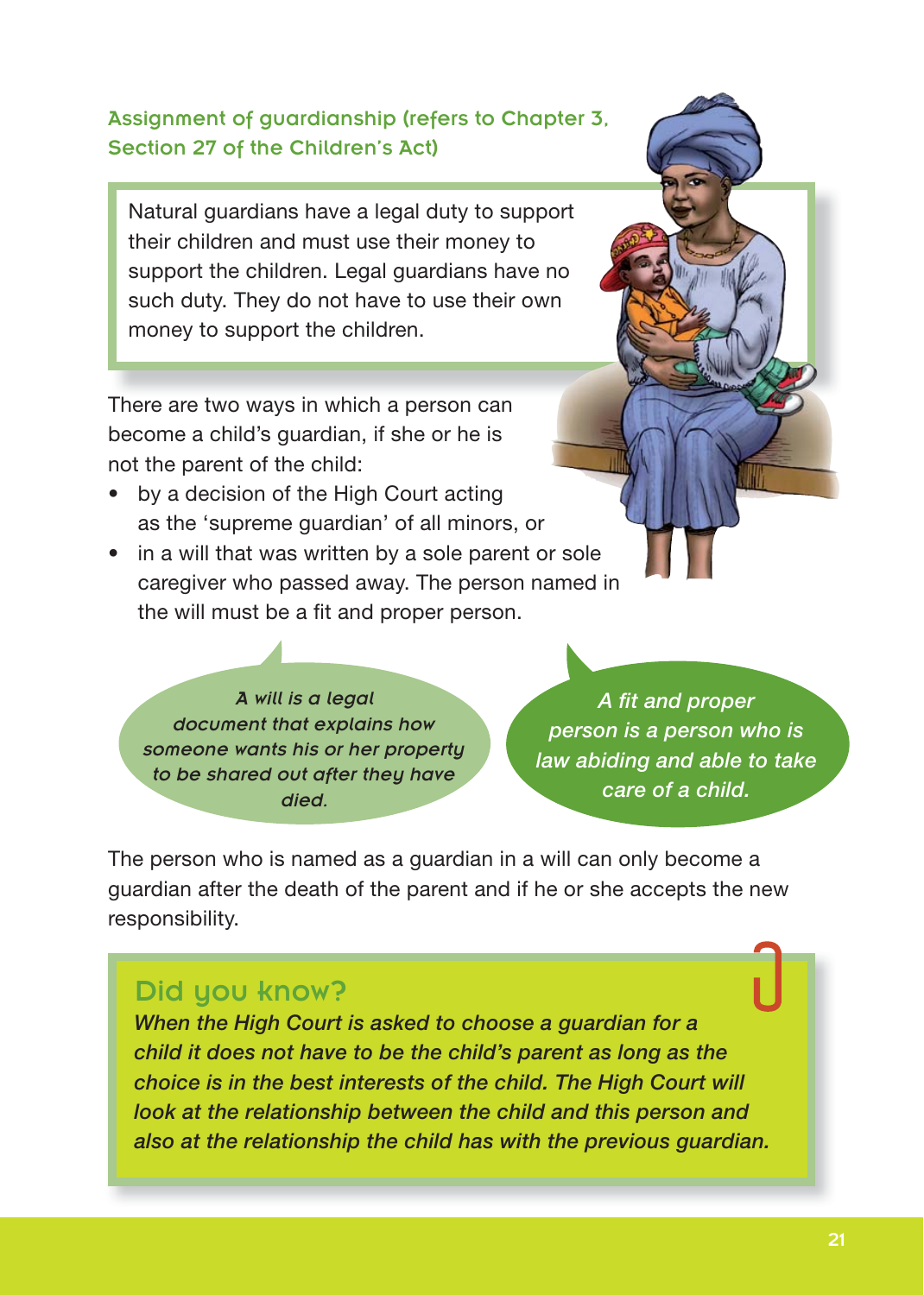## Assignment of guardianship (refers to Chapter 3, Section 27 of the Children's Act)

Natural guardians have a legal duty to support their children and must use their money to support the children. Legal guardians have no such duty. They do not have to use their own money to support the children.

There are two ways in which a person can become a child's guardian, if she or he is not the parent of the child:

- by a decision of the High Court acting as the 'supreme guardian' of all minors, or
- in a will that was written by a sole parent or sole caregiver who passed away. The person named in the will must be a fit and proper person.

*A will is a legal document that explains how someone wants his or her property to be shared out after they have died.*

*A fit and proper person is a person who is law abiding and able to take care of a child.*

The person who is named as a guardian in a will can only become a guardian after the death of the parent and if he or she accepts the new responsibility.

### Did you know?

*When the High Court is asked to choose a guardian for a child it does not have to be the child's parent as long as the choice is in the best interests of the child. The High Court will look at the relationship between the child and this person and also at the relationship the child has with the previous guardian.*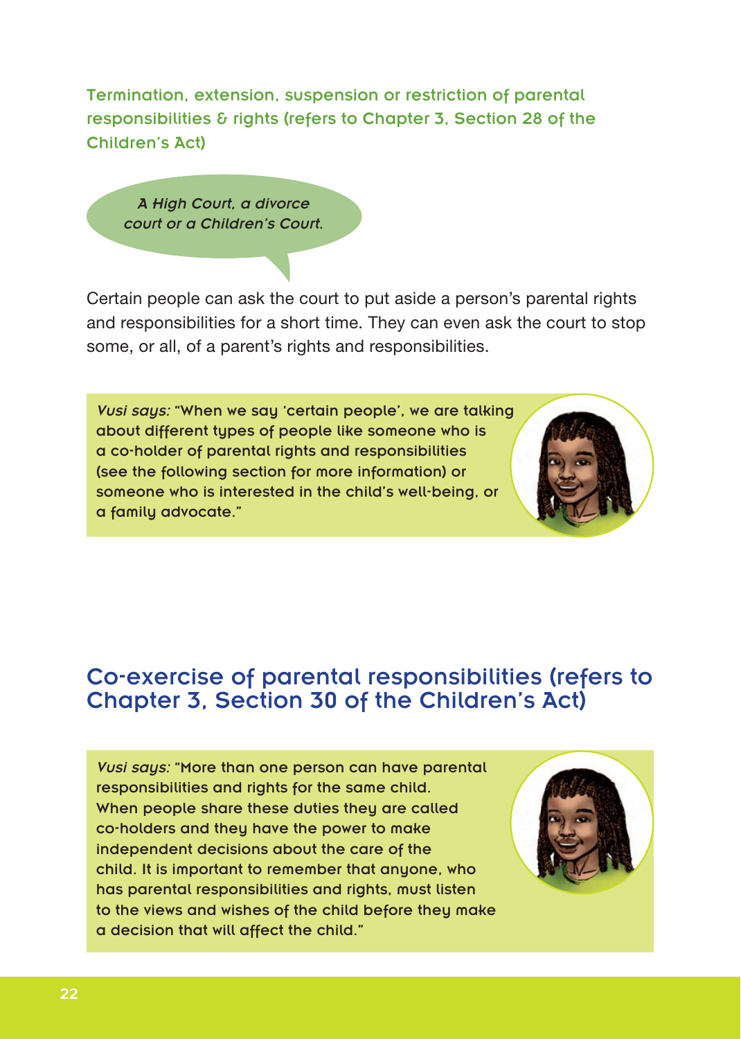### Termination, extension, suspension or restriction of parental responsibilities & rights (refers to Chapter 3, Section 28 of the Children's Act)

*A High Court, a divorce court or a Children's Court.*

Certain people can ask the court to put aside a person's parental rights and responsibilities for a short time. They can even ask the court to stop some, or all, of a parent's rights and responsibilities.

*Vusi says:* "When we say 'certain people', we are talking about different types of people like someone who is a co-holder of parental rights and responsibilities (see the following section for more information) or someone who is interested in the child's well-being, or a family advocate."

## Co-exercise of parental responsibilities (refers to Chapter 3, Section 30 of the Children's Act)

*Vusi says:* "More than one person can have parental responsibilities and rights for the same child. When people share these duties they are called co-holders and they have the power to make independent decisions about the care of the child. It is important to remember that anyone, who has parental responsibilities and rights, must listen to the views and wishes of the child before they make a decision that will affect the child."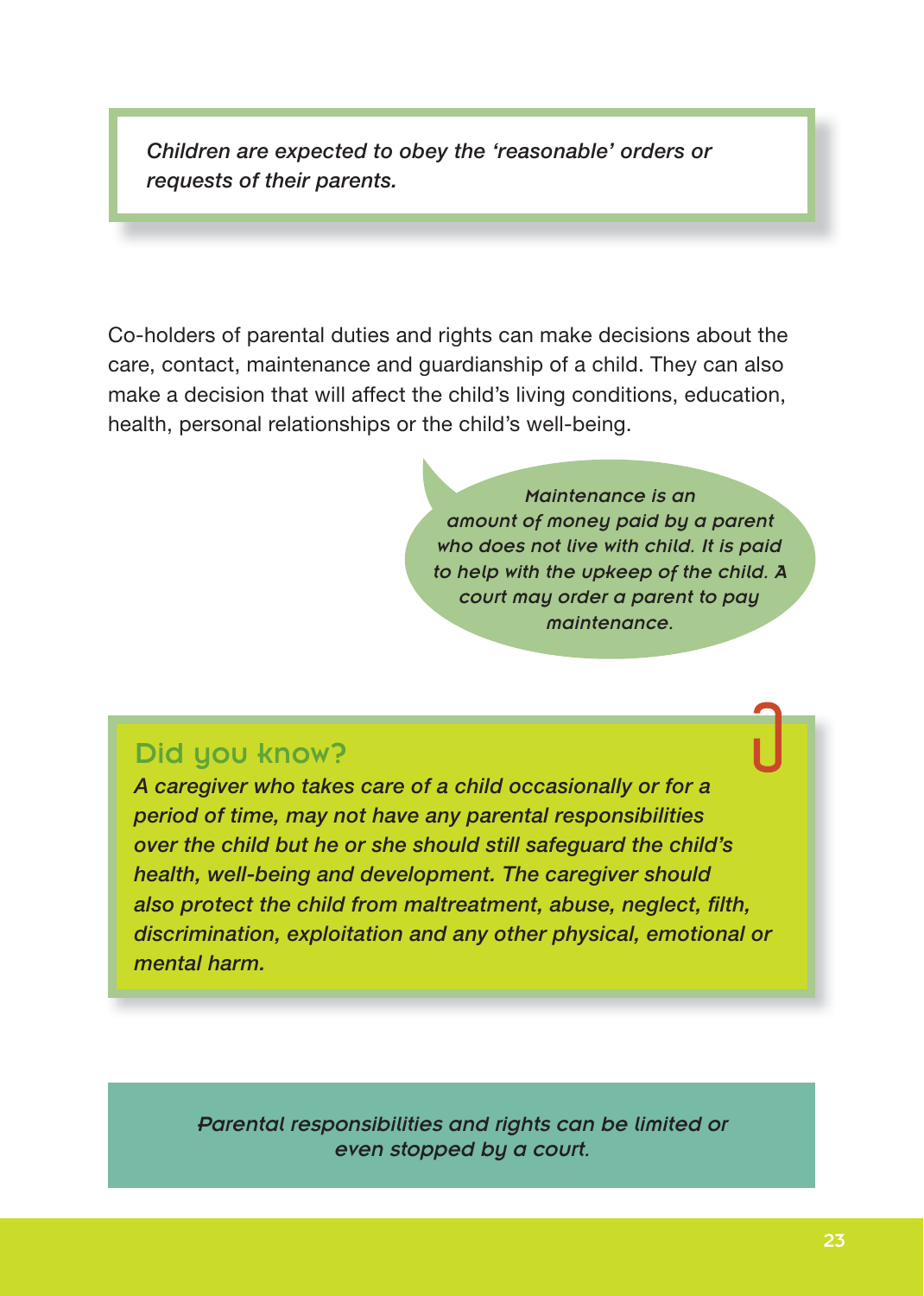*Children are expected to obey the 'reasonable' orders or requests of their parents.*

Co-holders of parental duties and rights can make decisions about the care, contact, maintenance and guardianship of a child. They can also make a decision that will affect the child's living conditions, education, health, personal relationships or the child's well-being.

*Maintenance is an amount of money paid by a parent who does not live with child. It is paid to help with the upkeep of the child. A court may order a parent to pay maintenance.*

## Did you know?

*A caregiver who takes care of a child occasionally or for a period of time, may not have any parental responsibilities over the child but he or she should still safeguard the child's health, well-being and development. The caregiver should also protect the child from maltreatment, abuse, neglect, filth, discrimination, exploitation and any other physical, emotional or mental harm.*

*Parental responsibilities and rights can be limited or even stopped by a court.*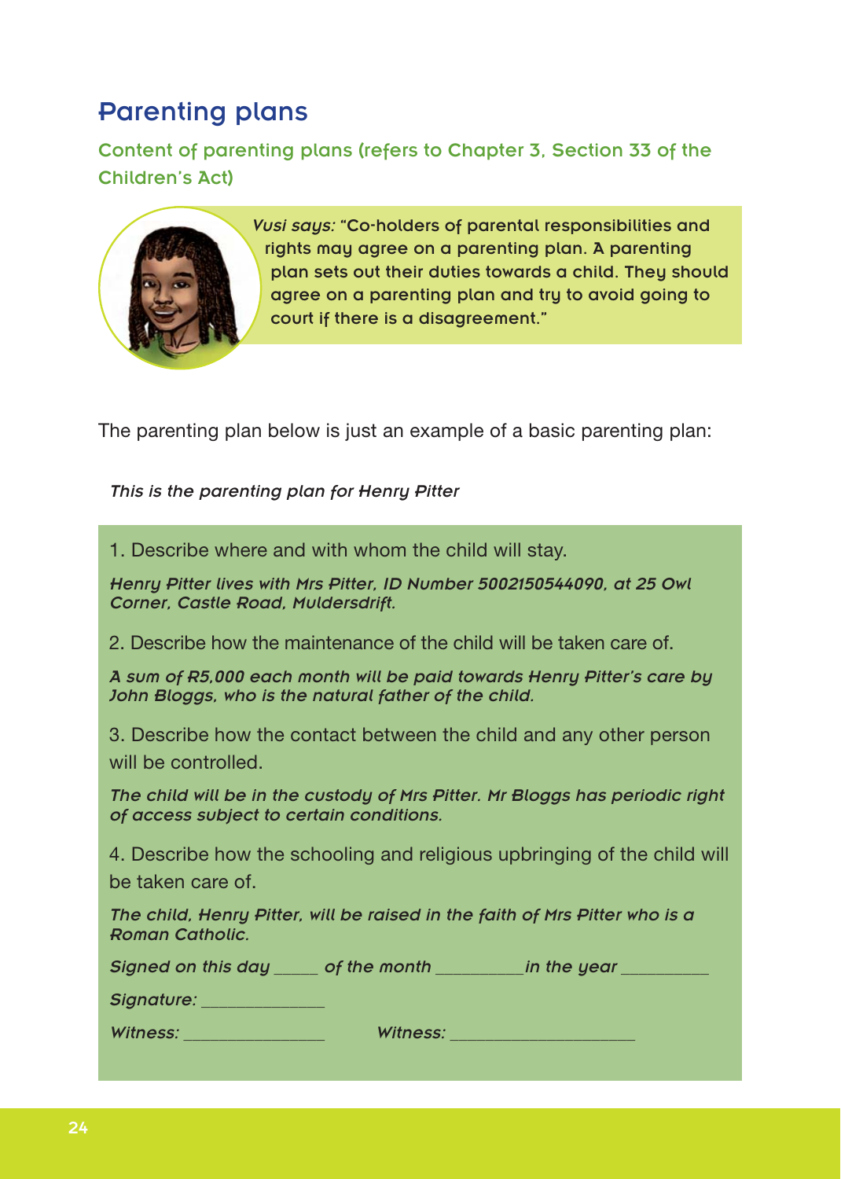# Parenting plans

## Content of parenting plans (refers to Chapter 3, Section 33 of the Children's Act)

*Vusi says:* "Co-holders of parental responsibilities and rights may agree on a parenting plan. A parenting plan sets out their duties towards a child. They should agree on a parenting plan and try to avoid going to court if there is a disagreement."

The parenting plan below is just an example of a basic parenting plan:

*This is the parenting plan for Henry Pitter*

1. Describe where and with whom the child will stay.

*Henry Pitter lives with Mrs Pitter, ID Number 5002150544090, at 25 Owl Corner, Castle Road, Muldersdrift.*

2. Describe how the maintenance of the child will be taken care of.

*A sum of R5,000 each month will be paid towards Henry Pitter's care by John Bloggs, who is the natural father of the child.*

3. Describe how the contact between the child and any other person will be controlled.

*The child will be in the custody of Mrs Pitter. Mr Bloggs has periodic right of access subject to certain conditions.*

4. Describe how the schooling and religious upbringing of the child will be taken care of.

*The child, Henry Pitter, will be raised in the faith of Mrs Pitter who is a Roman Catholic.*

*Signed on this day _____ of the month __________ in the year __________*

*Signature: ______________*

*Witness: ________________ Witness: ____________________*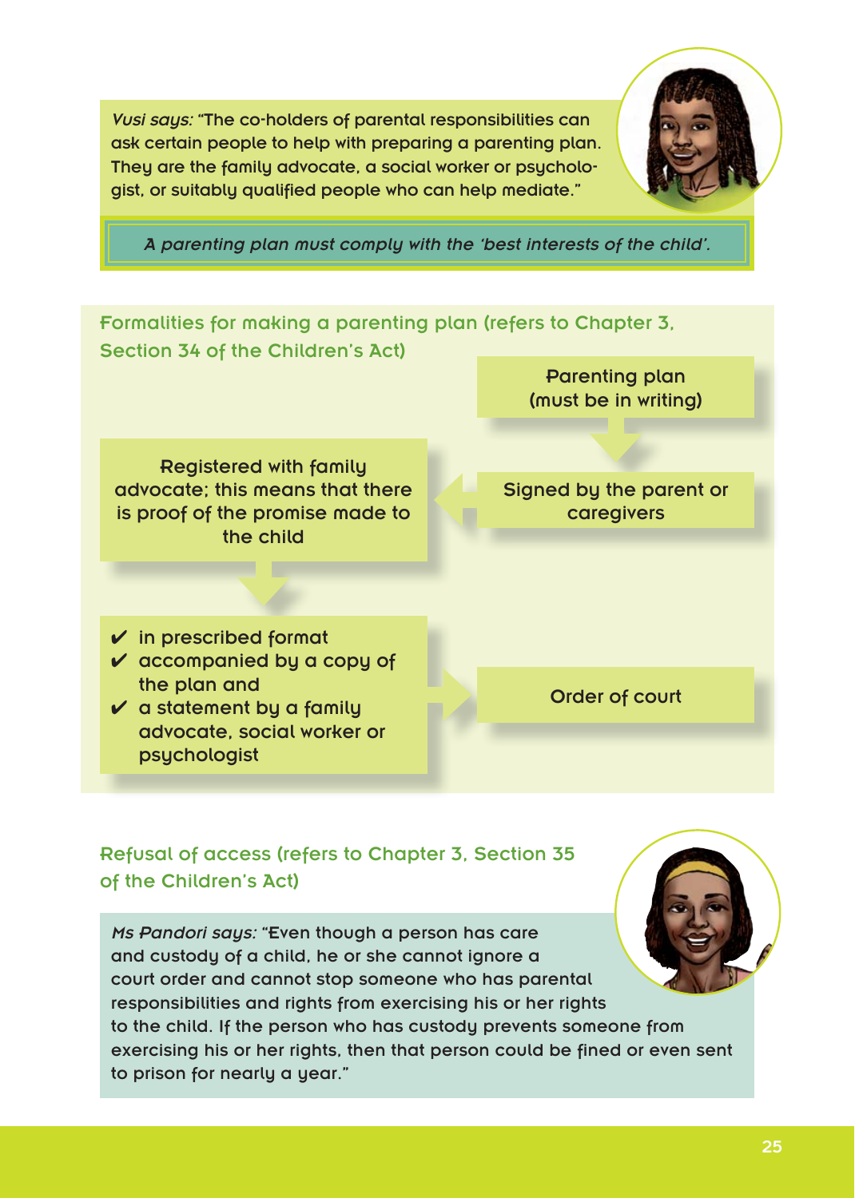*Vusi says:* "The co-holders of parental responsibilities can ask certain people to help with preparing a parenting plan. They are the family advocate, a social worker or psychologist, or suitably qualified people who can help mediate."

*A parenting plan must comply with the 'best interests of the child'.*

## Formalities for making a parenting plan (refers to Chapter 3, Section 34 of the Children's Act)

Parenting plan (must be in writing)

Signed by the parent or caregivers

Registered with family advocate; this means that there is proof of the promise made to the child

- ✔ in prescribed format
- ✔ accompanied by a copy of the plan and
- ✔ a statement by a family advocate, social worker or psychologist

Order of court

## Refusal of access (refers to Chapter 3, Section 35 of the Children's Act)

*Ms Pandori says:* "Even though a person has care and custody of a child, he or she cannot ignore a court order and cannot stop someone who has parental responsibilities and rights from exercising his or her rights to the child. If the person who has custody prevents someone from exercising his or her rights, then that person could be fined or even sent to prison for nearly a year."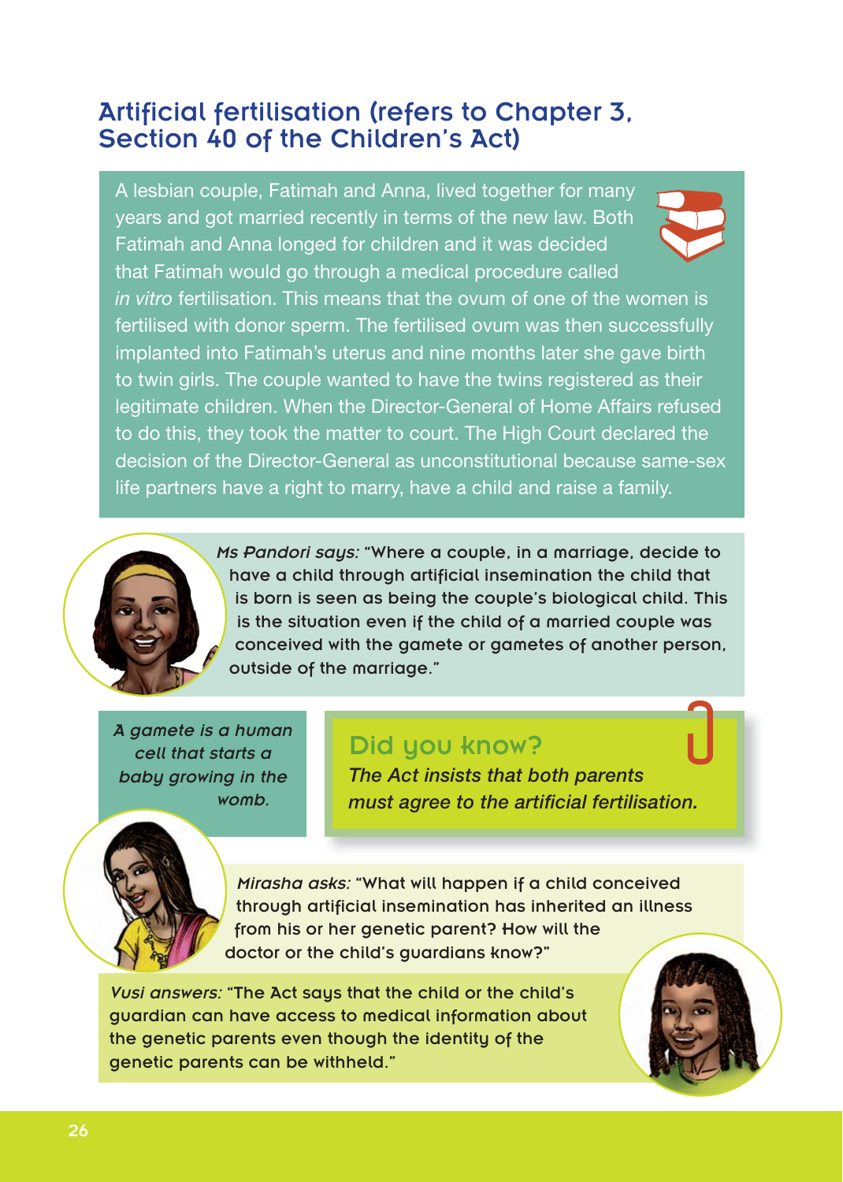## Artificial fertilisation (refers to Chapter 3, Section 40 of the Children's Act)

A lesbian couple, Fatimah and Anna, lived together for many years and got married recently in terms of the new law. Both Fatimah and Anna longed for children and it was decided that Fatimah would go through a medical procedure called *in vitro* fertilisation. This means that the ovum of one of the women is fertilised with donor sperm. The fertilised ovum was then successfully implanted into Fatimah's uterus and nine months later she gave birth to twin girls. The couple wanted to have the twins registered as their legitimate children. When the Director-General of Home Affairs refused to do this, they took the matter to court. The High Court declared the decision of the Director-General as unconstitutional because same-sex life partners have a right to marry, have a child and raise a family.

*Ms Pandori says:* "Where a couple, in a marriage, decide to have a child through artificial insemination the child that is born is seen as being the couple's biological child. This is the situation even if the child of a married couple was conceived with the gamete or gametes of another person, outside of the marriage."

*A gamete is a human cell that starts a baby growing in the womb.*

### Did you know?

*The Act insists that both parents must agree to the artificial fertilisation.*

*Mirasha asks:* "What will happen if a child conceived through artificial insemination has inherited an illness from his or her genetic parent? How will the doctor or the child's guardians know?"

*Vusi answers:* "The Act says that the child or the child's guardian can have access to medical information about the genetic parents even though the identity of the genetic parents can be withheld."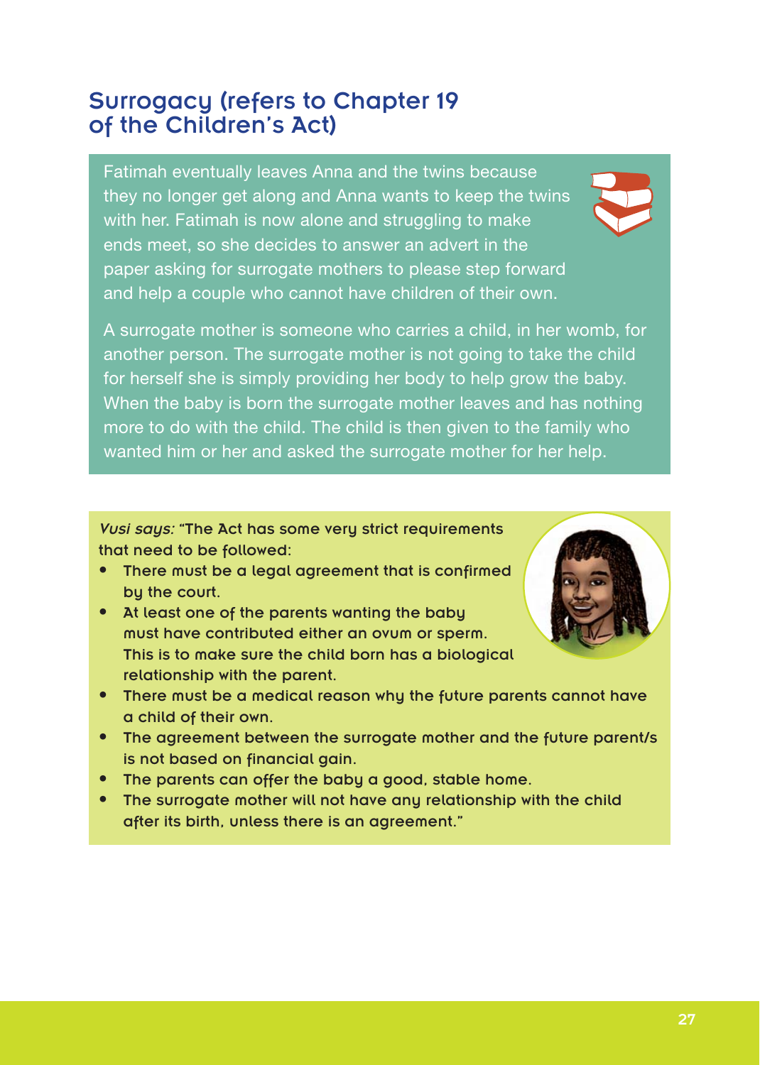## Surrogacy (refers to Chapter 19 of the Children's Act)

Fatimah eventually leaves Anna and the twins because they no longer get along and Anna wants to keep the twins with her. Fatimah is now alone and struggling to make ends meet, so she decides to answer an advert in the paper asking for surrogate mothers to please step forward and help a couple who cannot have children of their own.

A surrogate mother is someone who carries a child, in her womb, for another person. The surrogate mother is not going to take the child for herself she is simply providing her body to help grow the baby. When the baby is born the surrogate mother leaves and has nothing more to do with the child. The child is then given to the family who wanted him or her and asked the surrogate mother for her help.

*Vusi says:* "The Act has some very strict requirements that need to be followed:

- There must be a legal agreement that is confirmed by the court.
- At least one of the parents wanting the baby must have contributed either an ovum or sperm. This is to make sure the child born has a biological relationship with the parent.
- There must be a medical reason why the future parents cannot have a child of their own.
- The agreement between the surrogate mother and the future parent/s is not based on financial gain.
- The parents can offer the baby a good, stable home.
- The surrogate mother will not have any relationship with the child after its birth, unless there is an agreement."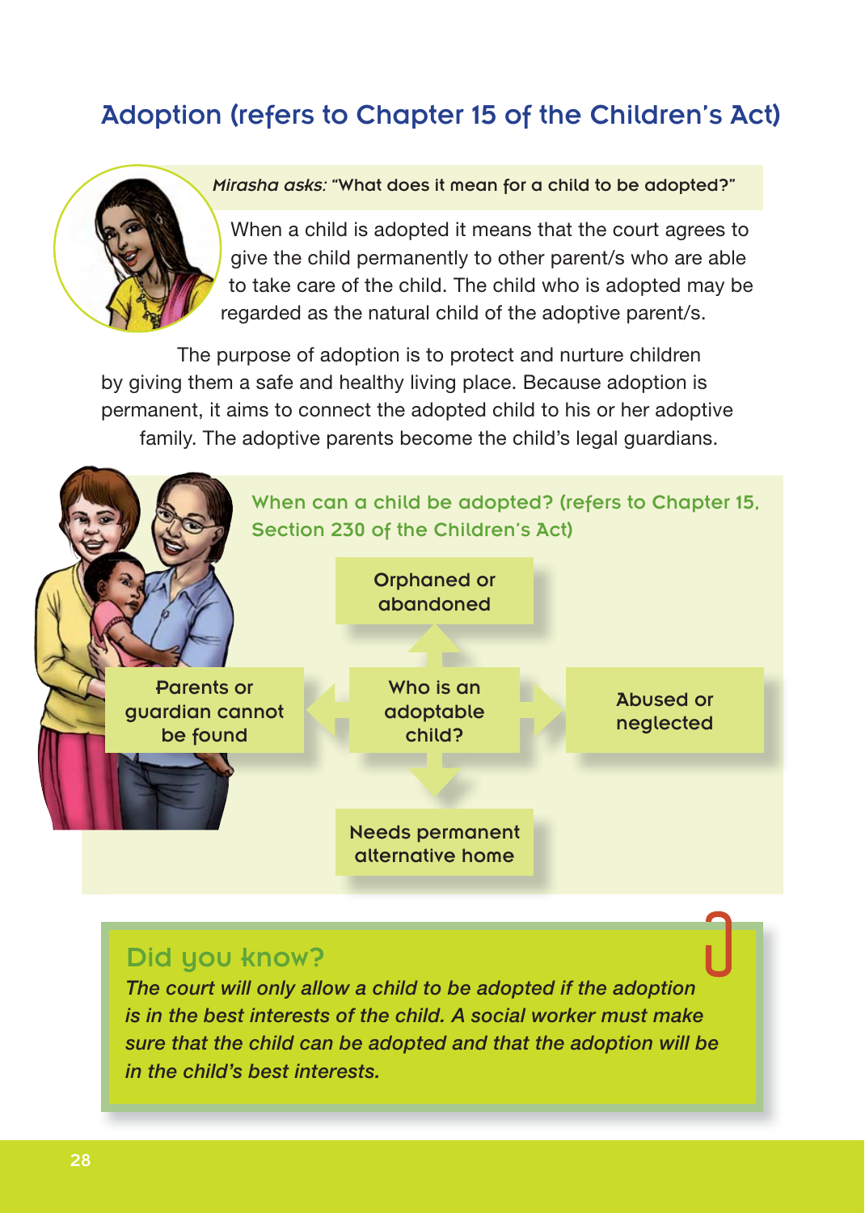## Adoption (refers to Chapter 15 of the Children's Act)

*Mirasha asks:* "What does it mean for a child to be adopted?"

When a child is adopted it means that the court agrees to give the child permanently to other parent/s who are able to take care of the child. The child who is adopted may be regarded as the natural child of the adoptive parent/s.

The purpose of adoption is to protect and nurture children by giving them a safe and healthy living place. Because adoption is permanent, it aims to connect the adopted child to his or her adoptive family. The adoptive parents become the child's legal guardians.

### When can a child be adopted? (refers to Chapter 15, Section 230 of the Children's Act)

Who is an adoptable child?

- Orphaned or abandoned
- Abused or neglected
- Needs permanent alternative home
- Parents or guardian cannot be found

### Did you know?

*The court will only allow a child to be adopted if the adoption is in the best interests of the child. A social worker must make sure that the child can be adopted and that the adoption will be in the child's best interests.*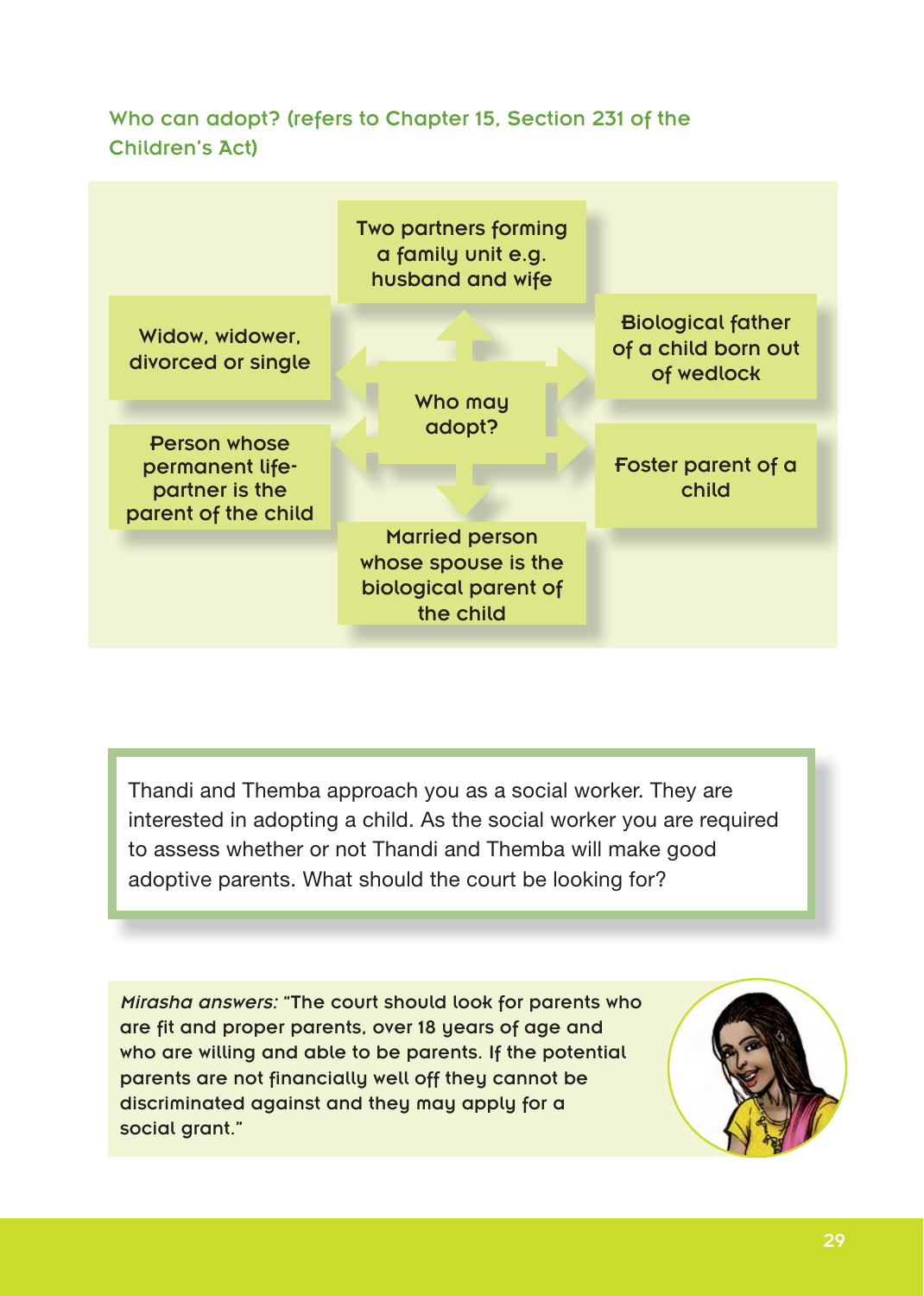### Who can adopt? (refers to Chapter 15, Section 231 of the Children's Act)

**Who may adopt?**

- Two partners forming a family unit e.g. husband and wife
- Biological father of a child born out of wedlock
- Foster parent of a child
- Married person whose spouse is the biological parent of the child
- Person whose permanent life-partner is the parent of the child
- Widow, widower, divorced or single

> Thandi and Themba approach you as a social worker. They are interested in adopting a child. As the social worker you are required to assess whether or not Thandi and Themba will make good adoptive parents. What should the court be looking for?

*Mirasha answers:* "The court should look for parents who are fit and proper parents, over 18 years of age and who are willing and able to be parents. If the potential parents are not financially well off they cannot be discriminated against and they may apply for a social grant."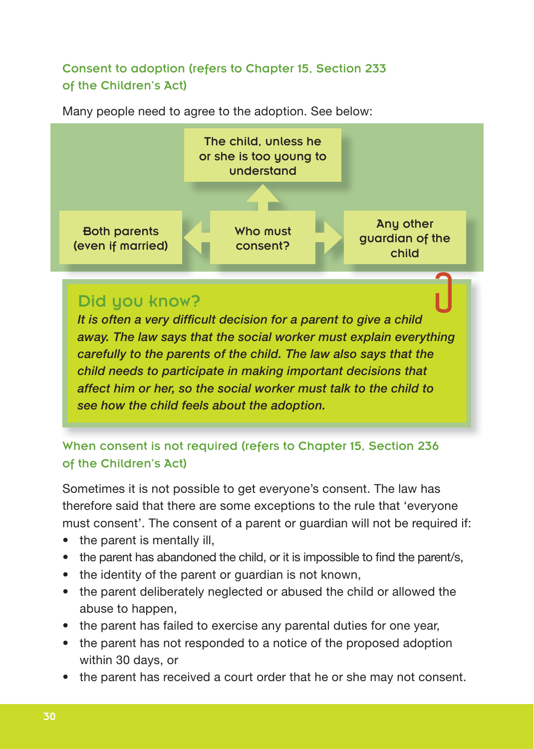### Consent to adoption (refers to Chapter 15, Section 233 of the Children's Act)

Many people need to agree to the adoption. See below:

**Who must consent?**

- The child, unless he or she is too young to understand
- Both parents (even if married)
- Any other guardian of the child

### Did you know?

*It is often a very difficult decision for a parent to give a child away. The law says that the social worker must explain everything carefully to the parents of the child. The law also says that the child needs to participate in making important decisions that affect him or her, so the social worker must talk to the child to see how the child feels about the adoption.*

### When consent is not required (refers to Chapter 15, Section 236 of the Children's Act)

Sometimes it is not possible to get everyone's consent. The law has therefore said that there are some exceptions to the rule that 'everyone must consent'. The consent of a parent or guardian will not be required if:

- the parent is mentally ill,
- the parent has abandoned the child, or it is impossible to find the parent/s,
- the identity of the parent or guardian is not known,
- the parent deliberately neglected or abused the child or allowed the abuse to happen,
- the parent has failed to exercise any parental duties for one year,
- the parent has not responded to a notice of the proposed adoption within 30 days, or
- the parent has received a court order that he or she may not consent.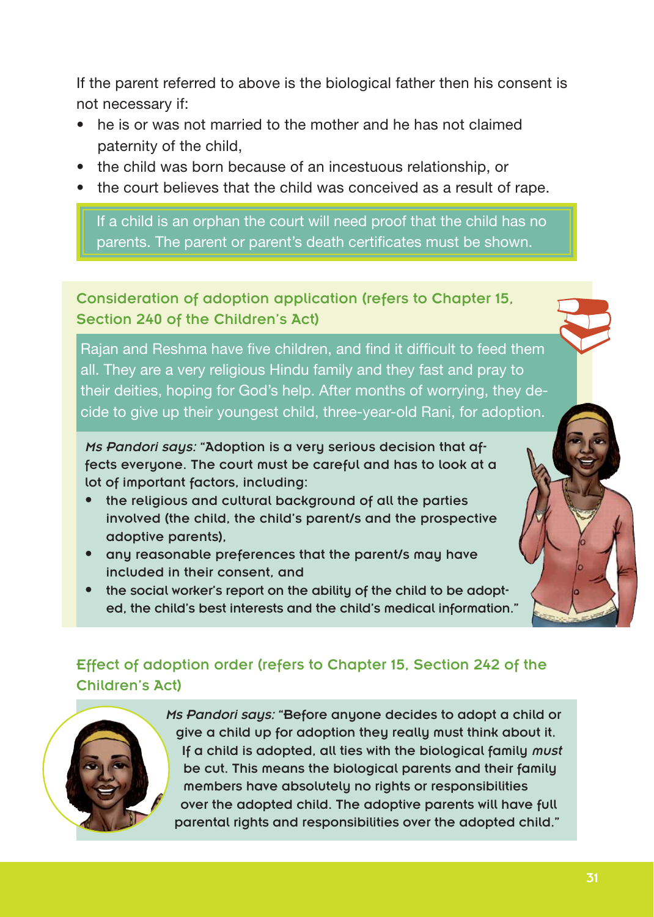If the parent referred to above is the biological father then his consent is not necessary if:

- he is or was not married to the mother and he has not claimed paternity of the child,
- the child was born because of an incestuous relationship, or
- the court believes that the child was conceived as a result of rape.

> If a child is an orphan the court will need proof that the child has no parents. The parent or parent's death certificates must be shown.

## Consideration of adoption application (refers to Chapter 15, Section 240 of the Children's Act)

Rajan and Reshma have five children, and find it difficult to feed them all. They are a very religious Hindu family and they fast and pray to their deities, hoping for God's help. After months of worrying, they decide to give up their youngest child, three-year-old Rani, for adoption.

*Ms Pandori says:* "Adoption is a very serious decision that affects everyone. The court must be careful and has to look at a lot of important factors, including:

- the religious and cultural background of all the parties involved (the child, the child's parent/s and the prospective adoptive parents),
- any reasonable preferences that the parent/s may have included in their consent, and
- the social worker's report on the ability of the child to be adopted, the child's best interests and the child's medical information."

## Effect of adoption order (refers to Chapter 15, Section 242 of the Children's Act)

*Ms Pandori says:* "Before anyone decides to adopt a child or give a child up for adoption they really must think about it. If a child is adopted, all ties with the biological family *must* be cut. This means the biological parents and their family members have absolutely no rights or responsibilities over the adopted child. The adoptive parents will have full parental rights and responsibilities over the adopted child."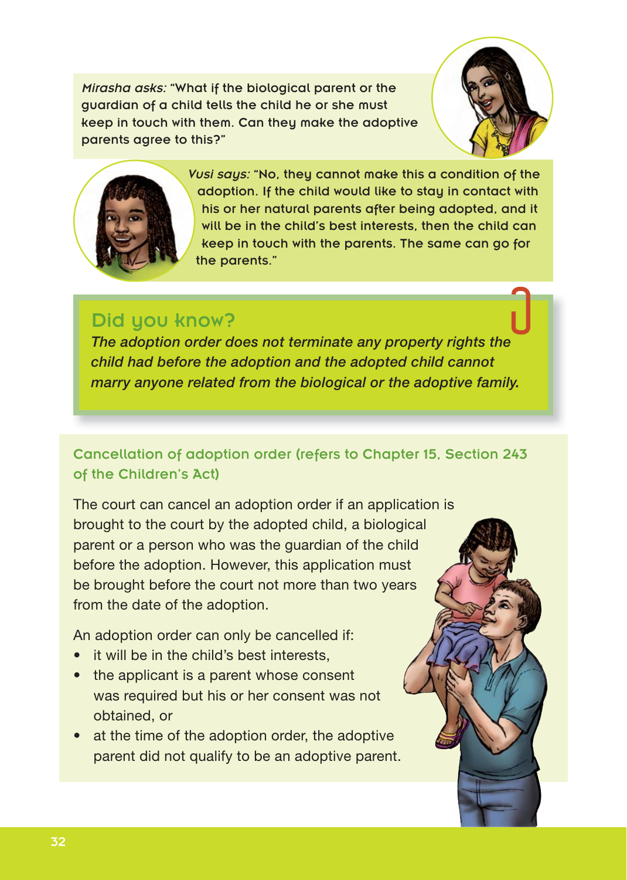*Mirasha asks:* "What if the biological parent or the guardian of a child tells the child he or she must keep in touch with them. Can they make the adoptive parents agree to this?"

*Vusi says:* "No, they cannot make this a condition of the adoption. If the child would like to stay in contact with his or her natural parents after being adopted, and it will be in the child's best interests, then the child can keep in touch with the parents. The same can go for the parents."

## Did you know?

*The adoption order does not terminate any property rights the child had before the adoption and the adopted child cannot marry anyone related from the biological or the adoptive family.*

### Cancellation of adoption order (refers to Chapter 15, Section 243 of the Children's Act)

The court can cancel an adoption order if an application is brought to the court by the adopted child, a biological parent or a person who was the guardian of the child before the adoption. However, this application must be brought before the court not more than two years from the date of the adoption.

An adoption order can only be cancelled if:

- it will be in the child's best interests,
- the applicant is a parent whose consent was required but his or her consent was not obtained, or
- at the time of the adoption order, the adoptive parent did not qualify to be an adoptive parent.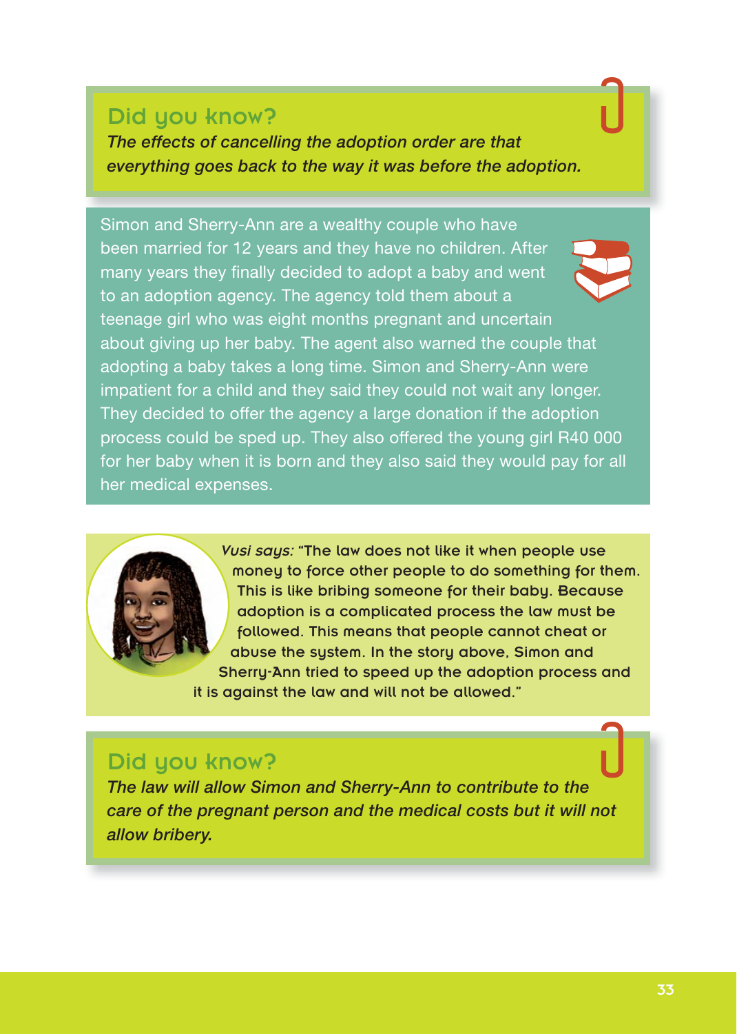## Did you know?

*The effects of cancelling the adoption order are that everything goes back to the way it was before the adoption.*

Simon and Sherry-Ann are a wealthy couple who have been married for 12 years and they have no children. After many years they finally decided to adopt a baby and went to an adoption agency. The agency told them about a teenage girl who was eight months pregnant and uncertain about giving up her baby. The agent also warned the couple that adopting a baby takes a long time. Simon and Sherry-Ann were impatient for a child and they said they could not wait any longer. They decided to offer the agency a large donation if the adoption process could be sped up. They also offered the young girl R40 000 for her baby when it is born and they also said they would pay for all her medical expenses.

*Vusi says:* "The law does not like it when people use money to force other people to do something for them. This is like bribing someone for their baby. Because adoption is a complicated process the law must be followed. This means that people cannot cheat or abuse the system. In the story above, Simon and Sherry-Ann tried to speed up the adoption process and it is against the law and will not be allowed."

## Did you know?

*The law will allow Simon and Sherry-Ann to contribute to the care of the pregnant person and the medical costs but it will not allow bribery.*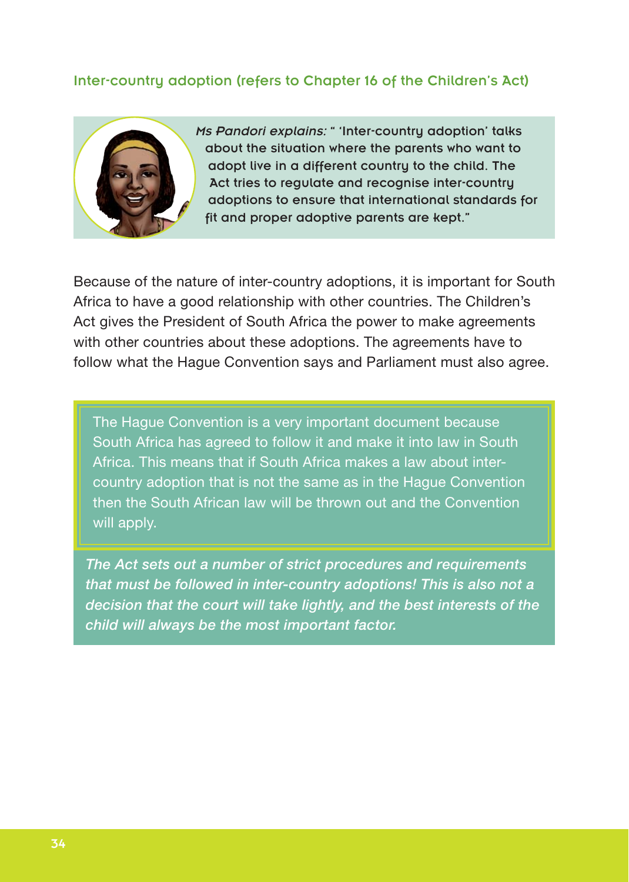## Inter-country adoption (refers to Chapter 16 of the Children's Act)

*Ms Pandori explains:* " 'Inter-country adoption' talks about the situation where the parents who want to adopt live in a different country to the child. The Act tries to regulate and recognise inter-country adoptions to ensure that international standards for fit and proper adoptive parents are kept."

Because of the nature of inter-country adoptions, it is important for South Africa to have a good relationship with other countries. The Children's Act gives the President of South Africa the power to make agreements with other countries about these adoptions. The agreements have to follow what the Hague Convention says and Parliament must also agree.

The Hague Convention is a very important document because South Africa has agreed to follow it and make it into law in South Africa. This means that if South Africa makes a law about inter-country adoption that is not the same as in the Hague Convention then the South African law will be thrown out and the Convention will apply.

*The Act sets out a number of strict procedures and requirements that must be followed in inter-country adoptions! This is also not a decision that the court will take lightly, and the best interests of the child will always be the most important factor.*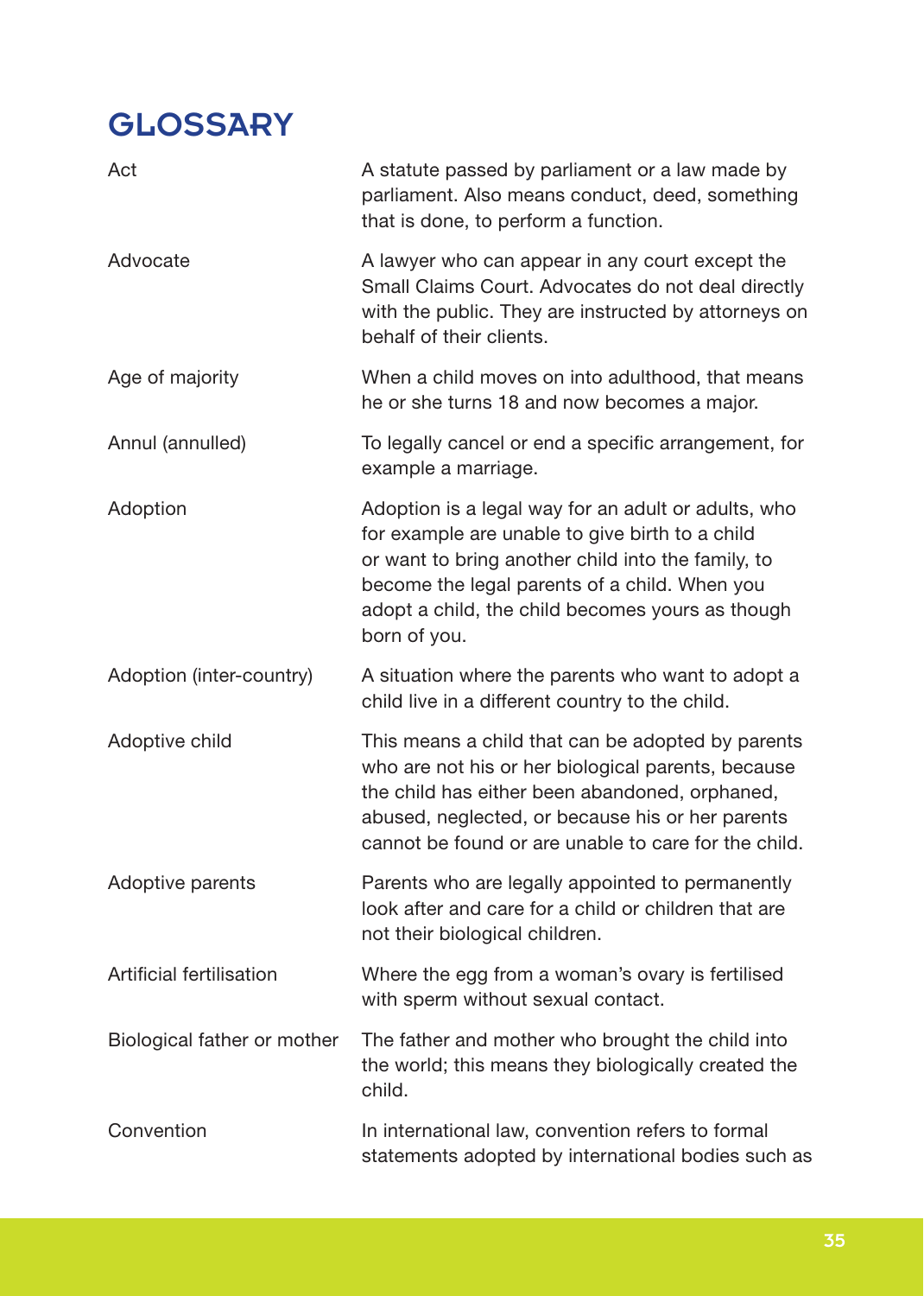# GLOSSARY

| | |
|---|---|
| Act | A statute passed by parliament or a law made by parliament. Also means conduct, deed, something that is done, to perform a function. |
| Advocate | A lawyer who can appear in any court except the Small Claims Court. Advocates do not deal directly with the public. They are instructed by attorneys on behalf of their clients. |
| Age of majority | When a child moves on into adulthood, that means he or she turns 18 and now becomes a major. |
| Annul (annulled) | To legally cancel or end a specific arrangement, for example a marriage. |
| Adoption | Adoption is a legal way for an adult or adults, who for example are unable to give birth to a child or want to bring another child into the family, to become the legal parents of a child. When you adopt a child, the child becomes yours as though born of you. |
| Adoption (inter-country) | A situation where the parents who want to adopt a child live in a different country to the child. |
| Adoptive child | This means a child that can be adopted by parents who are not his or her biological parents, because the child has either been abandoned, orphaned, abused, neglected, or because his or her parents cannot be found or are unable to care for the child. |
| Adoptive parents | Parents who are legally appointed to permanently look after and care for a child or children that are not their biological children. |
| Artificial fertilisation | Where the egg from a woman's ovary is fertilised with sperm without sexual contact. |
| Biological father or mother | The father and mother who brought the child into the world; this means they biologically created the child. |
| Convention | In international law, convention refers to formal statements adopted by international bodies such as |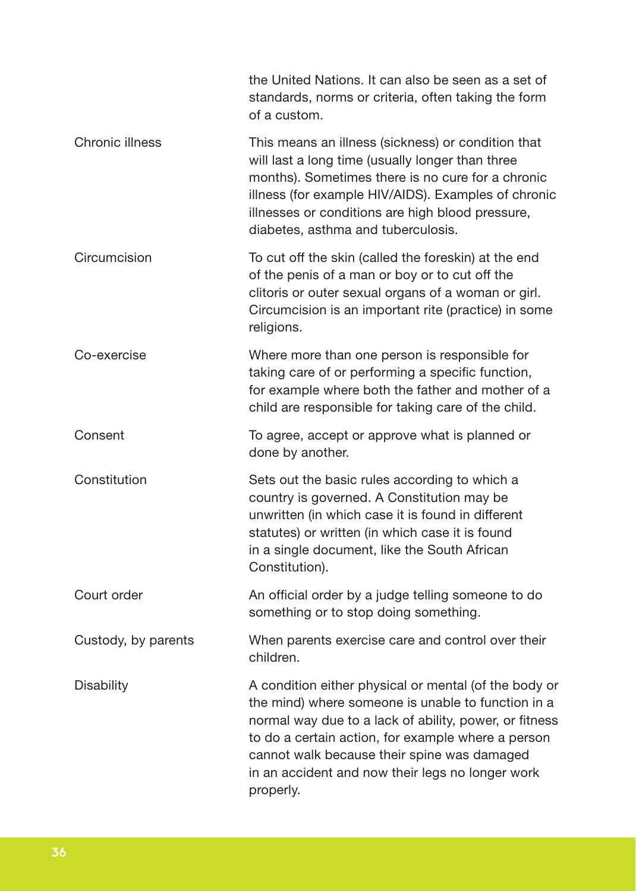| | |
|---|---|
| | the United Nations. It can also be seen as a set of standards, norms or criteria, often taking the form of a custom. |
| Chronic illness | This means an illness (sickness) or condition that will last a long time (usually longer than three months). Sometimes there is no cure for a chronic illness (for example HIV/AIDS). Examples of chronic illnesses or conditions are high blood pressure, diabetes, asthma and tuberculosis. |
| Circumcision | To cut off the skin (called the foreskin) at the end of the penis of a man or boy or to cut off the clitoris or outer sexual organs of a woman or girl. Circumcision is an important rite (practice) in some religions. |
| Co-exercise | Where more than one person is responsible for taking care of or performing a specific function, for example where both the father and mother of a child are responsible for taking care of the child. |
| Consent | To agree, accept or approve what is planned or done by another. |
| Constitution | Sets out the basic rules according to which a country is governed. A Constitution may be unwritten (in which case it is found in different statutes) or written (in which case it is found in a single document, like the South African Constitution). |
| Court order | An official order by a judge telling someone to do something or to stop doing something. |
| Custody, by parents | When parents exercise care and control over their children. |
| Disability | A condition either physical or mental (of the body or the mind) where someone is unable to function in a normal way due to a lack of ability, power, or fitness to do a certain action, for example where a person cannot walk because their spine was damaged in an accident and now their legs no longer work properly. |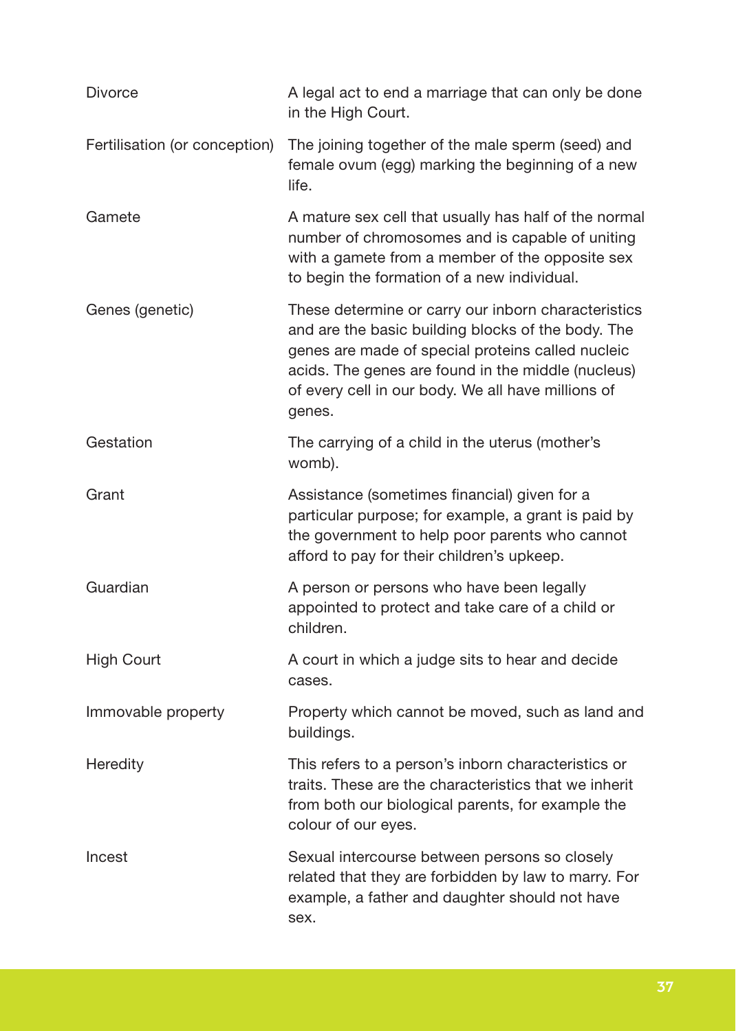| | |
|---|---|
| Divorce | A legal act to end a marriage that can only be done in the High Court. |
| Fertilisation (or conception) | The joining together of the male sperm (seed) and female ovum (egg) marking the beginning of a new life. |
| Gamete | A mature sex cell that usually has half of the normal number of chromosomes and is capable of uniting with a gamete from a member of the opposite sex to begin the formation of a new individual. |
| Genes (genetic) | These determine or carry our inborn characteristics and are the basic building blocks of the body. The genes are made of special proteins called nucleic acids. The genes are found in the middle (nucleus) of every cell in our body. We all have millions of genes. |
| Gestation | The carrying of a child in the uterus (mother's womb). |
| Grant | Assistance (sometimes financial) given for a particular purpose; for example, a grant is paid by the government to help poor parents who cannot afford to pay for their children's upkeep. |
| Guardian | A person or persons who have been legally appointed to protect and take care of a child or children. |
| High Court | A court in which a judge sits to hear and decide cases. |
| Immovable property | Property which cannot be moved, such as land and buildings. |
| Heredity | This refers to a person's inborn characteristics or traits. These are the characteristics that we inherit from both our biological parents, for example the colour of our eyes. |
| Incest | Sexual intercourse between persons so closely related that they are forbidden by law to marry. For example, a father and daughter should not have sex. |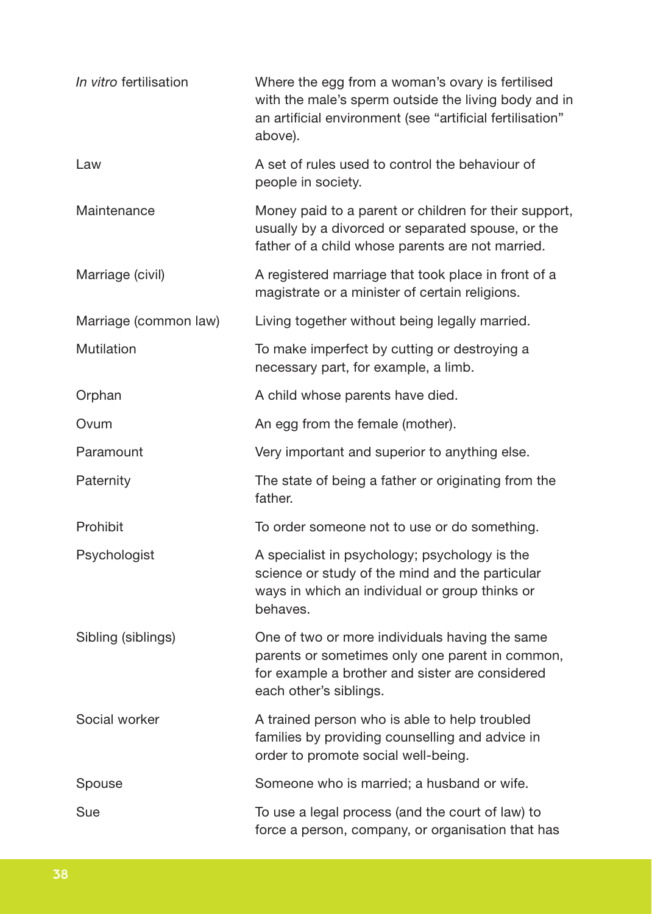| | |
|---|---|
| *In vitro* fertilisation | Where the egg from a woman's ovary is fertilised with the male's sperm outside the living body and in an artificial environment (see "artificial fertilisation" above). |
| Law | A set of rules used to control the behaviour of people in society. |
| Maintenance | Money paid to a parent or children for their support, usually by a divorced or separated spouse, or the father of a child whose parents are not married. |
| Marriage (civil) | A registered marriage that took place in front of a magistrate or a minister of certain religions. |
| Marriage (common law) | Living together without being legally married. |
| Mutilation | To make imperfect by cutting or destroying a necessary part, for example, a limb. |
| Orphan | A child whose parents have died. |
| Ovum | An egg from the female (mother). |
| Paramount | Very important and superior to anything else. |
| Paternity | The state of being a father or originating from the father. |
| Prohibit | To order someone not to use or do something. |
| Psychologist | A specialist in psychology; psychology is the science or study of the mind and the particular ways in which an individual or group thinks or behaves. |
| Sibling (siblings) | One of two or more individuals having the same parents or sometimes only one parent in common, for example a brother and sister are considered each other's siblings. |
| Social worker | A trained person who is able to help troubled families by providing counselling and advice in order to promote social well-being. |
| Spouse | Someone who is married; a husband or wife. |
| Sue | To use a legal process (and the court of law) to force a person, company, or organisation that has |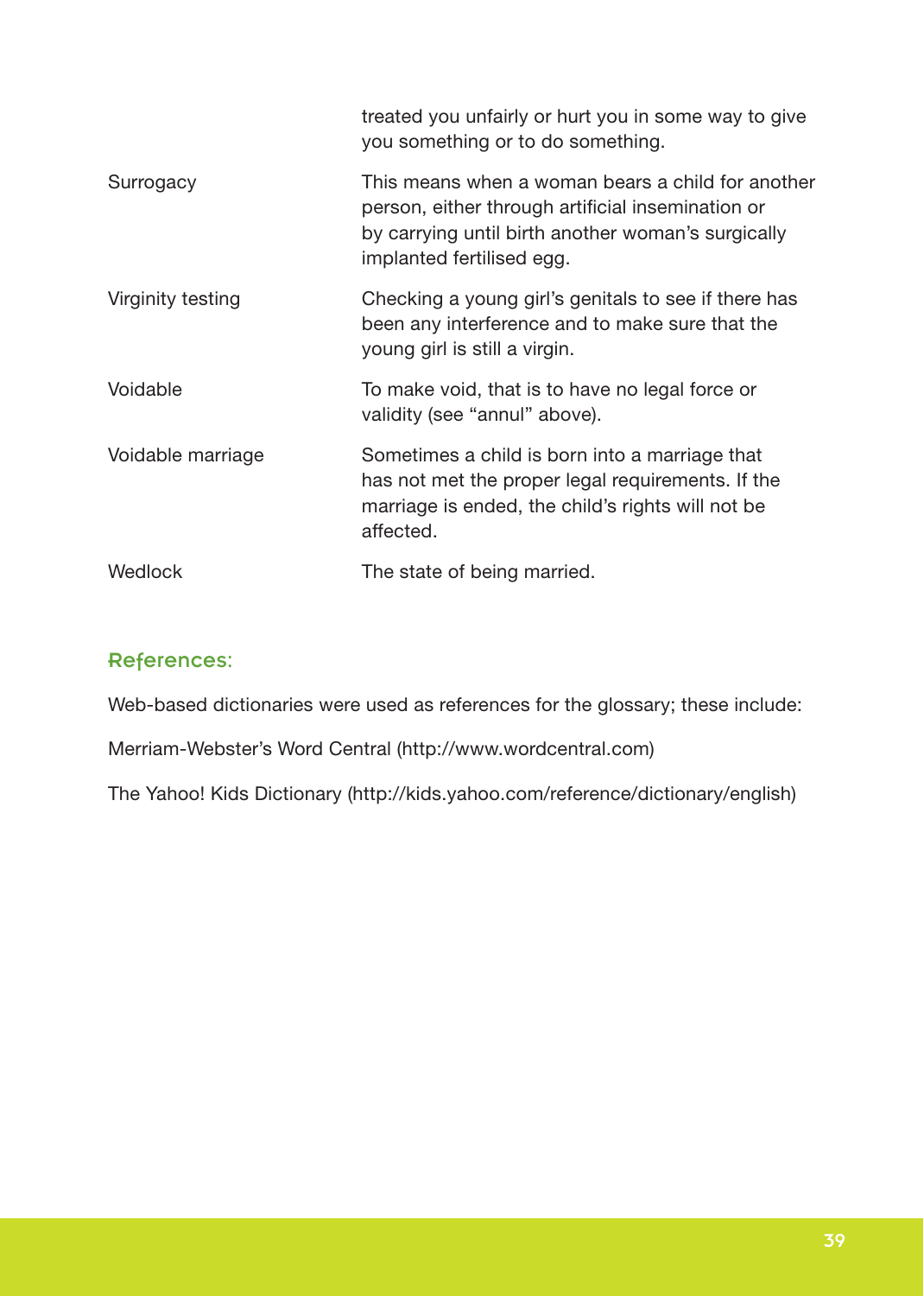| | |
|---|---|
| | treated you unfairly or hurt you in some way to give you something or to do something. |
| Surrogacy | This means when a woman bears a child for another person, either through artificial insemination or by carrying until birth another woman's surgically implanted fertilised egg. |
| Virginity testing | Checking a young girl's genitals to see if there has been any interference and to make sure that the young girl is still a virgin. |
| Voidable | To make void, that is to have no legal force or validity (see "annul" above). |
| Voidable marriage | Sometimes a child is born into a marriage that has not met the proper legal requirements. If the marriage is ended, the child's rights will not be affected. |
| Wedlock | The state of being married. |

## References:

Web-based dictionaries were used as references for the glossary; these include:

Merriam-Webster's Word Central (http://www.wordcentral.com)

The Yahoo! Kids Dictionary (http://kids.yahoo.com/reference/dictionary/english)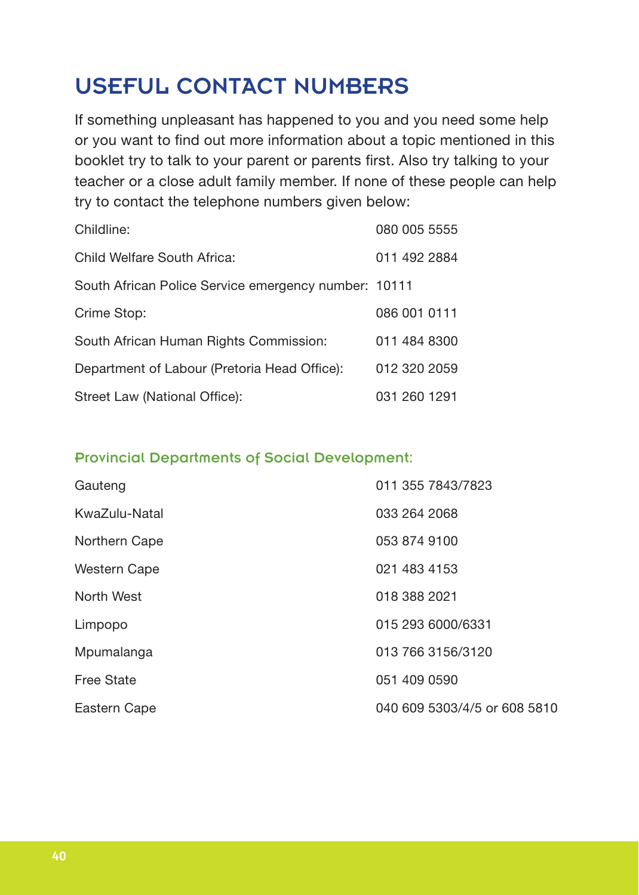# USEFUL CONTACT NUMBERS

If something unpleasant has happened to you and you need some help or you want to find out more information about a topic mentioned in this booklet try to talk to your parent or parents first. Also try talking to your teacher or a close adult family member. If none of these people can help try to contact the telephone numbers given below:

| | |
|---|---|
| Childline: | 080 005 5555 |
| Child Welfare South Africa: | 011 492 2884 |
| South African Police Service emergency number: | 10111 |
| Crime Stop: | 086 001 0111 |
| South African Human Rights Commission: | 011 484 8300 |
| Department of Labour (Pretoria Head Office): | 012 320 2059 |
| Street Law (National Office): | 031 260 1291 |

### Provincial Departments of Social Development:

| | |
|---|---|
| Gauteng | 011 355 7843/7823 |
| KwaZulu-Natal | 033 264 2068 |
| Northern Cape | 053 874 9100 |
| Western Cape | 021 483 4153 |
| North West | 018 388 2021 |
| Limpopo | 015 293 6000/6331 |
| Mpumalanga | 013 766 3156/3120 |
| Free State | 051 409 0590 |
| Eastern Cape | 040 609 5303/4/5 or 608 5810 |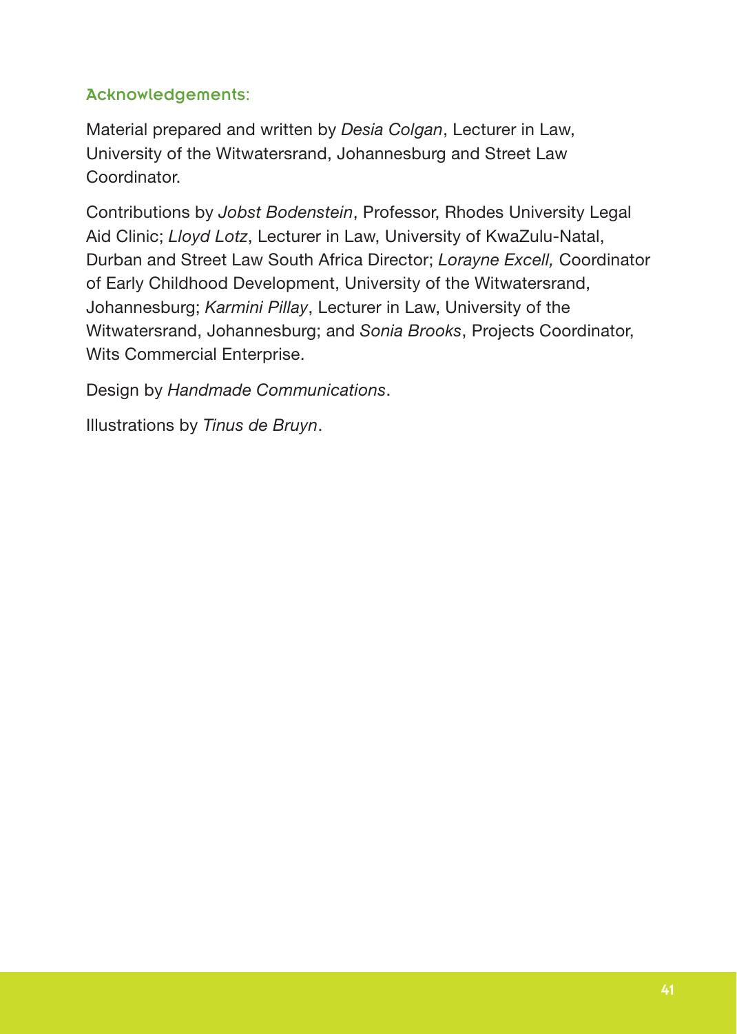## Acknowledgements:

Material prepared and written by *Desia Colgan*, Lecturer in Law, University of the Witwatersrand, Johannesburg and Street Law Coordinator.

Contributions by *Jobst Bodenstein*, Professor, Rhodes University Legal Aid Clinic; *Lloyd Lotz*, Lecturer in Law, University of KwaZulu-Natal, Durban and Street Law South Africa Director; *Lorayne Excell,* Coordinator of Early Childhood Development, University of the Witwatersrand, Johannesburg; *Karmini Pillay*, Lecturer in Law, University of the Witwatersrand, Johannesburg; and *Sonia Brooks*, Projects Coordinator, Wits Commercial Enterprise.

Design by *Handmade Communications*.

Illustrations by *Tinus de Bruyn*.